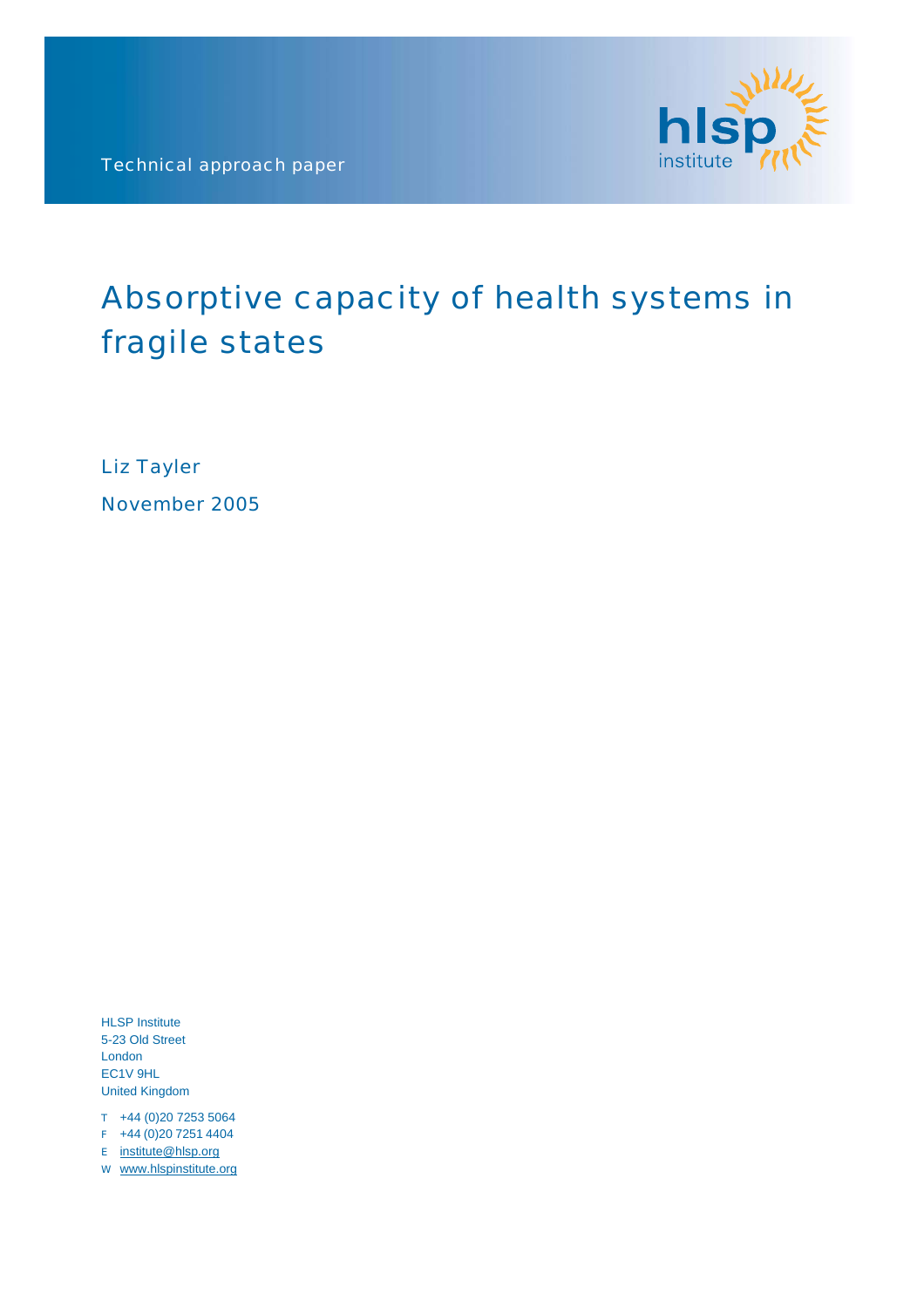Technical approach paper

# Absorptive capacity of health systems in fragile states

Liz Tayler

November 2005

HLSP Institute
5-23 Old Street
London
EC1V 9HL
United Kingdom

T +44 (0)20 7253 5064
F +44 (0)20 7251 4404
E institute@hlsp.org
W www.hlspinstitute.org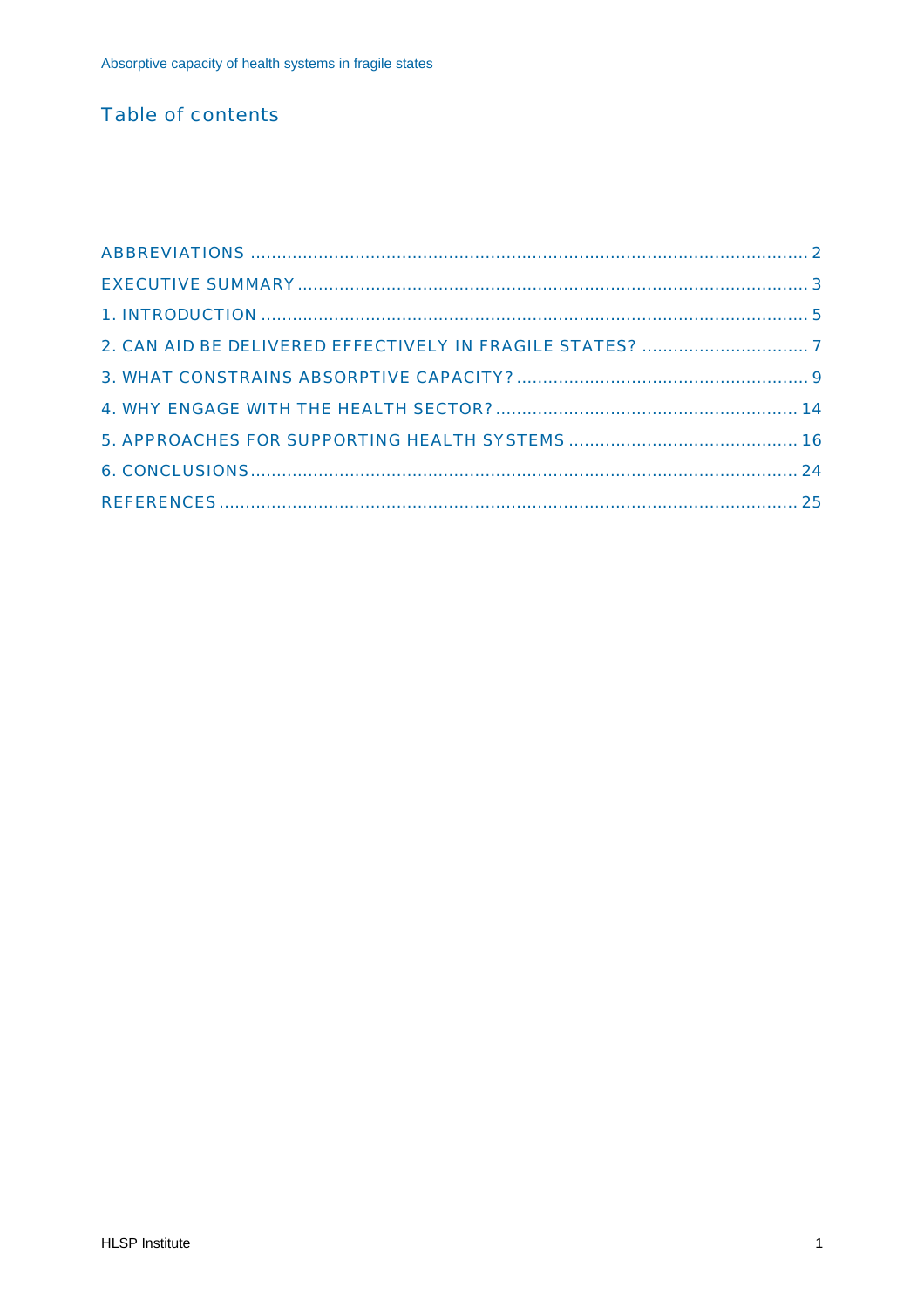## Table of contents

ABBREVIATIONS ..... 2

EXECUTIVE SUMMARY ..... 3

1. INTRODUCTION ..... 5

2. CAN AID BE DELIVERED EFFECTIVELY IN FRAGILE STATES? ..... 7

3. WHAT CONSTRAINS ABSORPTIVE CAPACITY? ..... 9

4. WHY ENGAGE WITH THE HEALTH SECTOR? ..... 14

5. APPROACHES FOR SUPPORTING HEALTH SYSTEMS ..... 16

6. CONCLUSIONS ..... 24

REFERENCES ..... 25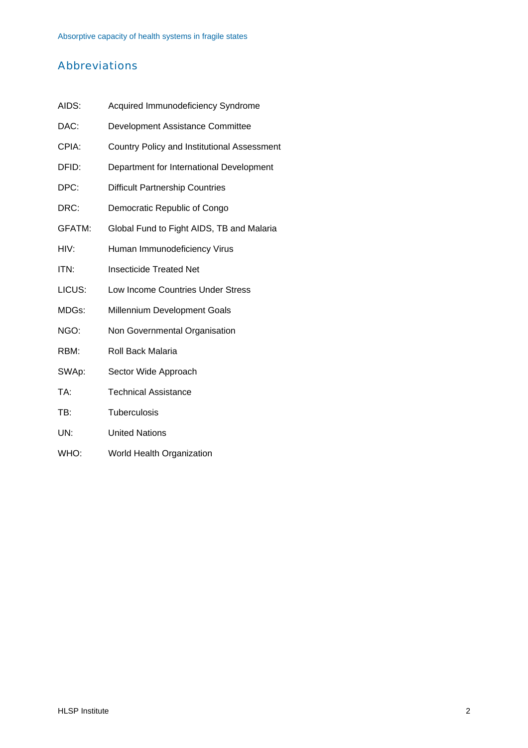## Abbreviations

| | |
|---|---|
| AIDS: | Acquired Immunodeficiency Syndrome |
| DAC: | Development Assistance Committee |
| CPIA: | Country Policy and Institutional Assessment |
| DFID: | Department for International Development |
| DPC: | Difficult Partnership Countries |
| DRC: | Democratic Republic of Congo |
| GFATM: | Global Fund to Fight AIDS, TB and Malaria |
| HIV: | Human Immunodeficiency Virus |
| ITN: | Insecticide Treated Net |
| LICUS: | Low Income Countries Under Stress |
| MDGs: | Millennium Development Goals |
| NGO: | Non Governmental Organisation |
| RBM: | Roll Back Malaria |
| SWAp: | Sector Wide Approach |
| TA: | Technical Assistance |
| TB: | Tuberculosis |
| UN: | United Nations |
| WHO: | World Health Organization |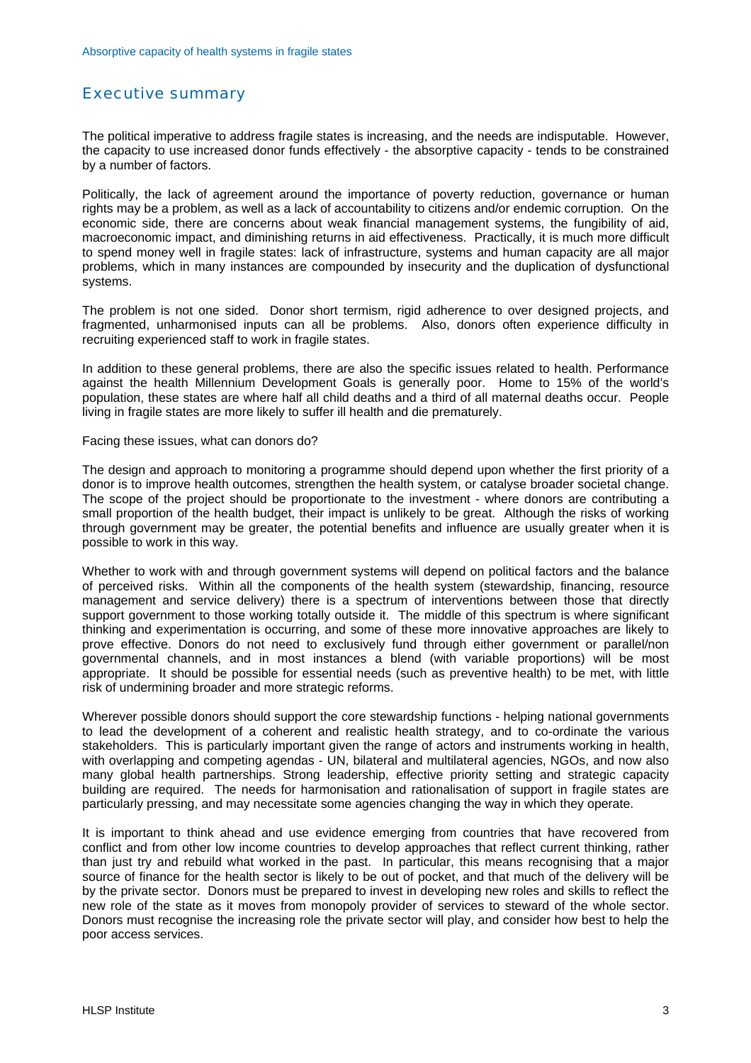## Executive summary

The political imperative to address fragile states is increasing, and the needs are indisputable. However, the capacity to use increased donor funds effectively - the absorptive capacity - tends to be constrained by a number of factors.

Politically, the lack of agreement around the importance of poverty reduction, governance or human rights may be a problem, as well as a lack of accountability to citizens and/or endemic corruption. On the economic side, there are concerns about weak financial management systems, the fungibility of aid, macroeconomic impact, and diminishing returns in aid effectiveness. Practically, it is much more difficult to spend money well in fragile states: lack of infrastructure, systems and human capacity are all major problems, which in many instances are compounded by insecurity and the duplication of dysfunctional systems.

The problem is not one sided. Donor short termism, rigid adherence to over designed projects, and fragmented, unharmonised inputs can all be problems. Also, donors often experience difficulty in recruiting experienced staff to work in fragile states.

In addition to these general problems, there are also the specific issues related to health. Performance against the health Millennium Development Goals is generally poor. Home to 15% of the world's population, these states are where half all child deaths and a third of all maternal deaths occur. People living in fragile states are more likely to suffer ill health and die prematurely.

Facing these issues, what can donors do?

The design and approach to monitoring a programme should depend upon whether the first priority of a donor is to improve health outcomes, strengthen the health system, or catalyse broader societal change. The scope of the project should be proportionate to the investment - where donors are contributing a small proportion of the health budget, their impact is unlikely to be great. Although the risks of working through government may be greater, the potential benefits and influence are usually greater when it is possible to work in this way.

Whether to work with and through government systems will depend on political factors and the balance of perceived risks. Within all the components of the health system (stewardship, financing, resource management and service delivery) there is a spectrum of interventions between those that directly support government to those working totally outside it. The middle of this spectrum is where significant thinking and experimentation is occurring, and some of these more innovative approaches are likely to prove effective. Donors do not need to exclusively fund through either government or parallel/non governmental channels, and in most instances a blend (with variable proportions) will be most appropriate. It should be possible for essential needs (such as preventive health) to be met, with little risk of undermining broader and more strategic reforms.

Wherever possible donors should support the core stewardship functions - helping national governments to lead the development of a coherent and realistic health strategy, and to co-ordinate the various stakeholders. This is particularly important given the range of actors and instruments working in health, with overlapping and competing agendas - UN, bilateral and multilateral agencies, NGOs, and now also many global health partnerships. Strong leadership, effective priority setting and strategic capacity building are required. The needs for harmonisation and rationalisation of support in fragile states are particularly pressing, and may necessitate some agencies changing the way in which they operate.

It is important to think ahead and use evidence emerging from countries that have recovered from conflict and from other low income countries to develop approaches that reflect current thinking, rather than just try and rebuild what worked in the past. In particular, this means recognising that a major source of finance for the health sector is likely to be out of pocket, and that much of the delivery will be by the private sector. Donors must be prepared to invest in developing new roles and skills to reflect the new role of the state as it moves from monopoly provider of services to steward of the whole sector. Donors must recognise the increasing role the private sector will play, and consider how best to help the poor access services.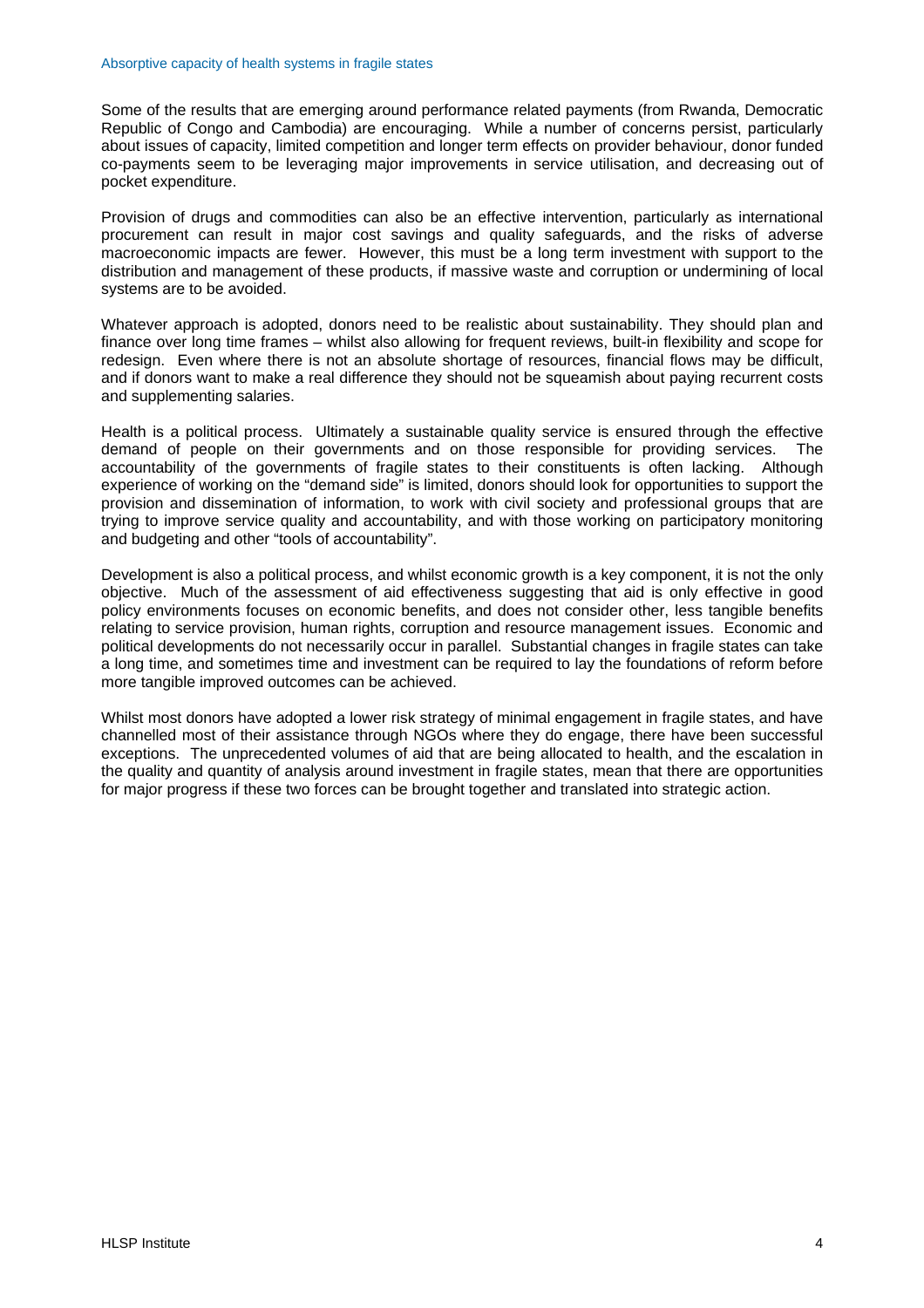Some of the results that are emerging around performance related payments (from Rwanda, Democratic Republic of Congo and Cambodia) are encouraging. While a number of concerns persist, particularly about issues of capacity, limited competition and longer term effects on provider behaviour, donor funded co-payments seem to be leveraging major improvements in service utilisation, and decreasing out of pocket expenditure.

Provision of drugs and commodities can also be an effective intervention, particularly as international procurement can result in major cost savings and quality safeguards, and the risks of adverse macroeconomic impacts are fewer. However, this must be a long term investment with support to the distribution and management of these products, if massive waste and corruption or undermining of local systems are to be avoided.

Whatever approach is adopted, donors need to be realistic about sustainability. They should plan and finance over long time frames – whilst also allowing for frequent reviews, built-in flexibility and scope for redesign. Even where there is not an absolute shortage of resources, financial flows may be difficult, and if donors want to make a real difference they should not be squeamish about paying recurrent costs and supplementing salaries.

Health is a political process. Ultimately a sustainable quality service is ensured through the effective demand of people on their governments and on those responsible for providing services. The accountability of the governments of fragile states to their constituents is often lacking. Although experience of working on the "demand side" is limited, donors should look for opportunities to support the provision and dissemination of information, to work with civil society and professional groups that are trying to improve service quality and accountability, and with those working on participatory monitoring and budgeting and other "tools of accountability".

Development is also a political process, and whilst economic growth is a key component, it is not the only objective. Much of the assessment of aid effectiveness suggesting that aid is only effective in good policy environments focuses on economic benefits, and does not consider other, less tangible benefits relating to service provision, human rights, corruption and resource management issues. Economic and political developments do not necessarily occur in parallel. Substantial changes in fragile states can take a long time, and sometimes time and investment can be required to lay the foundations of reform before more tangible improved outcomes can be achieved.

Whilst most donors have adopted a lower risk strategy of minimal engagement in fragile states, and have channelled most of their assistance through NGOs where they do engage, there have been successful exceptions. The unprecedented volumes of aid that are being allocated to health, and the escalation in the quality and quantity of analysis around investment in fragile states, mean that there are opportunities for major progress if these two forces can be brought together and translated into strategic action.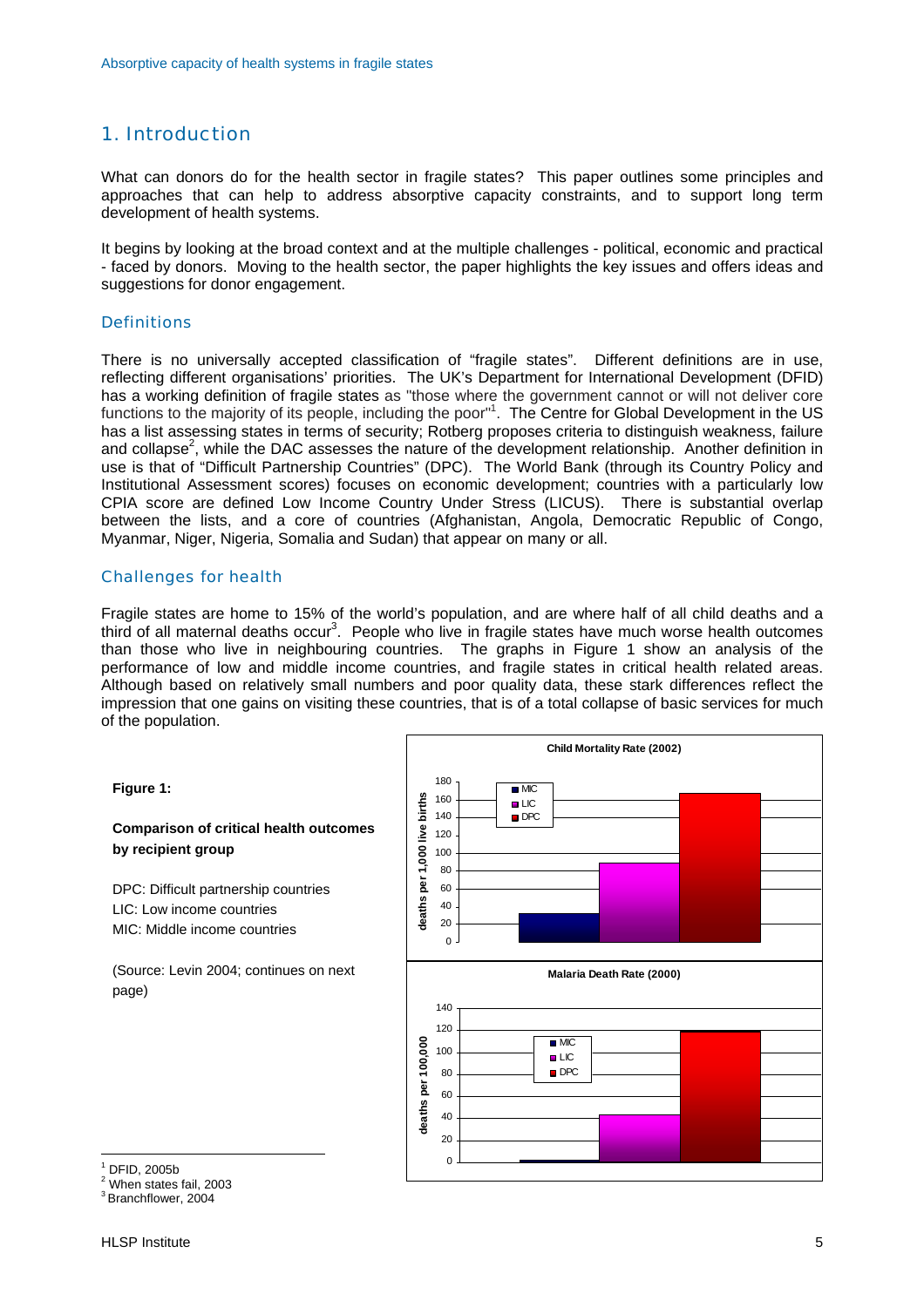# 1. Introduction

What can donors do for the health sector in fragile states? This paper outlines some principles and approaches that can help to address absorptive capacity constraints, and to support long term development of health systems.

It begins by looking at the broad context and at the multiple challenges - political, economic and practical - faced by donors. Moving to the health sector, the paper highlights the key issues and offers ideas and suggestions for donor engagement.

## Definitions

There is no universally accepted classification of "fragile states". Different definitions are in use, reflecting different organisations' priorities. The UK's Department for International Development (DFID) has a working definition of fragile states as "those where the government cannot or will not deliver core functions to the majority of its people, including the poor"[1]. The Centre for Global Development in the US has a list assessing states in terms of security; Rotberg proposes criteria to distinguish weakness, failure and collapse[2], while the DAC assesses the nature of the development relationship. Another definition in use is that of "Difficult Partnership Countries" (DPC). The World Bank (through its Country Policy and Institutional Assessment scores) focuses on economic development; countries with a particularly low CPIA score are defined Low Income Country Under Stress (LICUS). There is substantial overlap between the lists, and a core of countries (Afghanistan, Angola, Democratic Republic of Congo, Myanmar, Niger, Nigeria, Somalia and Sudan) that appear on many or all.

## Challenges for health

Fragile states are home to 15% of the world's population, and are where half of all child deaths and a third of all maternal deaths occur[3]. People who live in fragile states have much worse health outcomes than those who live in neighbouring countries. The graphs in Figure 1 show an analysis of the performance of low and middle income countries, and fragile states in critical health related areas. Although based on relatively small numbers and poor quality data, these stark differences reflect the impression that one gains on visiting these countries, that is of a total collapse of basic services for much of the population.

**Figure 1:**

**Comparison of critical health outcomes by recipient group**

DPC: Difficult partnership countries
LIC: Low income countries
MIC: Middle income countries

(Source: Levin 2004; continues on next page)

**Child Mortality Rate (2002)**

| Group | deaths per 1,000 live births (approx.) |
|---|---|
| MIC | 33 |
| LIC | 89 |
| DPC | 168 |

**Malaria Death Rate (2000)**

| Group | deaths per 100,000 (approx.) |
|---|---|
| MIC | 2 |
| LIC | 43 |
| DPC | 119 |

---

[1] DFID, 2005b
[2] When states fail, 2003
[3] Branchflower, 2004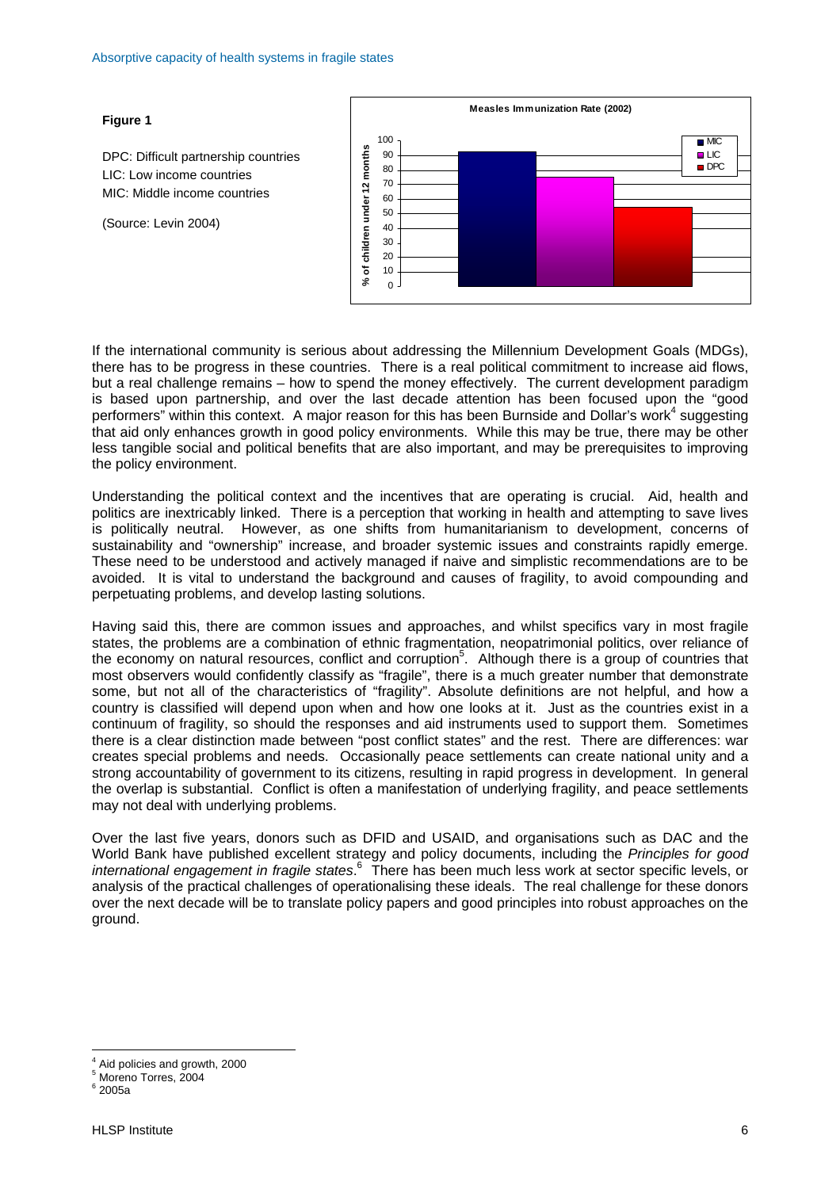**Figure 1**

DPC: Difficult partnership countries
LIC: Low income countries
MIC: Middle income countries

(Source: Levin 2004)

If the international community is serious about addressing the Millennium Development Goals (MDGs), there has to be progress in these countries. There is a real political commitment to increase aid flows, but a real challenge remains – how to spend the money effectively. The current development paradigm is based upon partnership, and over the last decade attention has been focused upon the "good performers" within this context. A major reason for this has been Burnside and Dollar's work[4] suggesting that aid only enhances growth in good policy environments. While this may be true, there may be other less tangible social and political benefits that are also important, and may be prerequisites to improving the policy environment.

Understanding the political context and the incentives that are operating is crucial. Aid, health and politics are inextricably linked. There is a perception that working in health and attempting to save lives is politically neutral. However, as one shifts from humanitarianism to development, concerns of sustainability and "ownership" increase, and broader systemic issues and constraints rapidly emerge. These need to be understood and actively managed if naive and simplistic recommendations are to be avoided. It is vital to understand the background and causes of fragility, to avoid compounding and perpetuating problems, and develop lasting solutions.

Having said this, there are common issues and approaches, and whilst specifics vary in most fragile states, the problems are a combination of ethnic fragmentation, neopatrimonial politics, over reliance of the economy on natural resources, conflict and corruption[5]. Although there is a group of countries that most observers would confidently classify as "fragile", there is a much greater number that demonstrate some, but not all of the characteristics of "fragility". Absolute definitions are not helpful, and how a country is classified will depend upon when and how one looks at it. Just as the countries exist in a continuum of fragility, so should the responses and aid instruments used to support them. Sometimes there is a clear distinction made between "post conflict states" and the rest. There are differences: war creates special problems and needs. Occasionally peace settlements can create national unity and a strong accountability of government to its citizens, resulting in rapid progress in development. In general the overlap is substantial. Conflict is often a manifestation of underlying fragility, and peace settlements may not deal with underlying problems.

Over the last five years, donors such as DFID and USAID, and organisations such as DAC and the World Bank have published excellent strategy and policy documents, including the *Principles for good international engagement in fragile states*.[6] There has been much less work at sector specific levels, or analysis of the practical challenges of operationalising these ideals. The real challenge for these donors over the next decade will be to translate policy papers and good principles into robust approaches on the ground.

---

[4] Aid policies and growth, 2000
[5] Moreno Torres, 2004
[6] 2005a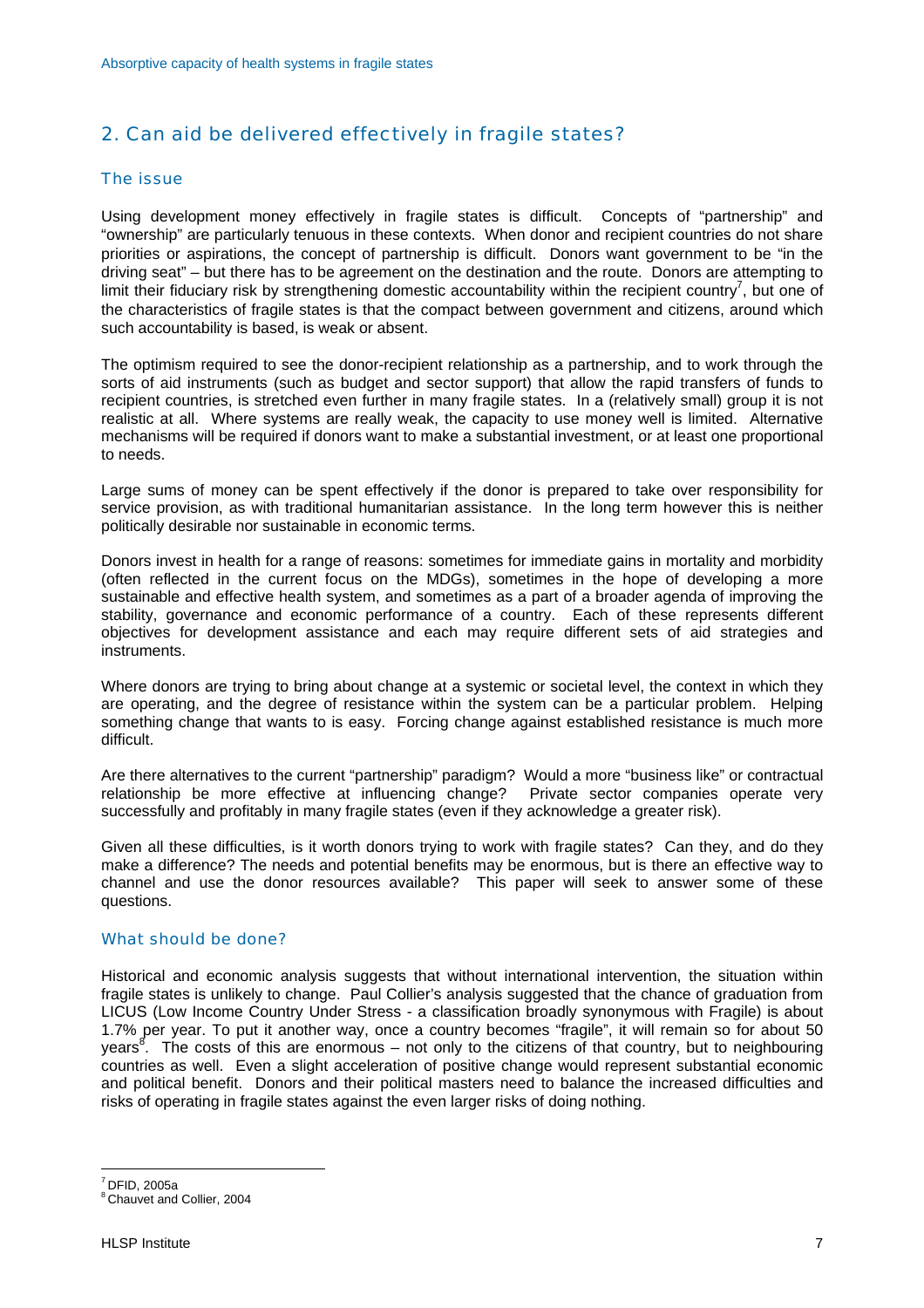## 2. Can aid be delivered effectively in fragile states?

### The issue

Using development money effectively in fragile states is difficult. Concepts of "partnership" and "ownership" are particularly tenuous in these contexts. When donor and recipient countries do not share priorities or aspirations, the concept of partnership is difficult. Donors want government to be "in the driving seat" – but there has to be agreement on the destination and the route. Donors are attempting to limit their fiduciary risk by strengthening domestic accountability within the recipient country[7], but one of the characteristics of fragile states is that the compact between government and citizens, around which such accountability is based, is weak or absent.

The optimism required to see the donor-recipient relationship as a partnership, and to work through the sorts of aid instruments (such as budget and sector support) that allow the rapid transfers of funds to recipient countries, is stretched even further in many fragile states. In a (relatively small) group it is not realistic at all. Where systems are really weak, the capacity to use money well is limited. Alternative mechanisms will be required if donors want to make a substantial investment, or at least one proportional to needs.

Large sums of money can be spent effectively if the donor is prepared to take over responsibility for service provision, as with traditional humanitarian assistance. In the long term however this is neither politically desirable nor sustainable in economic terms.

Donors invest in health for a range of reasons: sometimes for immediate gains in mortality and morbidity (often reflected in the current focus on the MDGs), sometimes in the hope of developing a more sustainable and effective health system, and sometimes as a part of a broader agenda of improving the stability, governance and economic performance of a country. Each of these represents different objectives for development assistance and each may require different sets of aid strategies and instruments.

Where donors are trying to bring about change at a systemic or societal level, the context in which they are operating, and the degree of resistance within the system can be a particular problem. Helping something change that wants to is easy. Forcing change against established resistance is much more difficult.

Are there alternatives to the current "partnership" paradigm? Would a more "business like" or contractual relationship be more effective at influencing change? Private sector companies operate very successfully and profitably in many fragile states (even if they acknowledge a greater risk).

Given all these difficulties, is it worth donors trying to work with fragile states? Can they, and do they make a difference? The needs and potential benefits may be enormous, but is there an effective way to channel and use the donor resources available? This paper will seek to answer some of these questions.

### What should be done?

Historical and economic analysis suggests that without international intervention, the situation within fragile states is unlikely to change. Paul Collier's analysis suggested that the chance of graduation from LICUS (Low Income Country Under Stress - a classification broadly synonymous with Fragile) is about 1.7% per year. To put it another way, once a country becomes "fragile", it will remain so for about 50 years[8]. The costs of this are enormous – not only to the citizens of that country, but to neighbouring countries as well. Even a slight acceleration of positive change would represent substantial economic and political benefit. Donors and their political masters need to balance the increased difficulties and risks of operating in fragile states against the even larger risks of doing nothing.

---

[7] DFID, 2005a

[8] Chauvet and Collier, 2004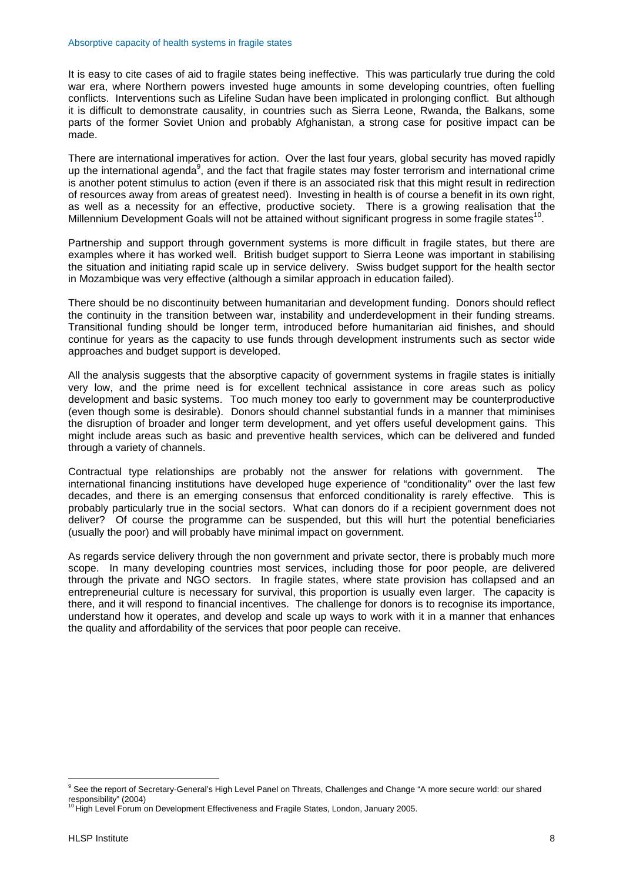It is easy to cite cases of aid to fragile states being ineffective. This was particularly true during the cold war era, where Northern powers invested huge amounts in some developing countries, often fuelling conflicts. Interventions such as Lifeline Sudan have been implicated in prolonging conflict. But although it is difficult to demonstrate causality, in countries such as Sierra Leone, Rwanda, the Balkans, some parts of the former Soviet Union and probably Afghanistan, a strong case for positive impact can be made.

There are international imperatives for action. Over the last four years, global security has moved rapidly up the international agenda[9], and the fact that fragile states may foster terrorism and international crime is another potent stimulus to action (even if there is an associated risk that this might result in redirection of resources away from areas of greatest need). Investing in health is of course a benefit in its own right, as well as a necessity for an effective, productive society. There is a growing realisation that the Millennium Development Goals will not be attained without significant progress in some fragile states[10].

Partnership and support through government systems is more difficult in fragile states, but there are examples where it has worked well. British budget support to Sierra Leone was important in stabilising the situation and initiating rapid scale up in service delivery. Swiss budget support for the health sector in Mozambique was very effective (although a similar approach in education failed).

There should be no discontinuity between humanitarian and development funding. Donors should reflect the continuity in the transition between war, instability and underdevelopment in their funding streams. Transitional funding should be longer term, introduced before humanitarian aid finishes, and should continue for years as the capacity to use funds through development instruments such as sector wide approaches and budget support is developed.

All the analysis suggests that the absorptive capacity of government systems in fragile states is initially very low, and the prime need is for excellent technical assistance in core areas such as policy development and basic systems. Too much money too early to government may be counterproductive (even though some is desirable). Donors should channel substantial funds in a manner that miminises the disruption of broader and longer term development, and yet offers useful development gains. This might include areas such as basic and preventive health services, which can be delivered and funded through a variety of channels.

Contractual type relationships are probably not the answer for relations with government. The international financing institutions have developed huge experience of "conditionality" over the last few decades, and there is an emerging consensus that enforced conditionality is rarely effective. This is probably particularly true in the social sectors. What can donors do if a recipient government does not deliver? Of course the programme can be suspended, but this will hurt the potential beneficiaries (usually the poor) and will probably have minimal impact on government.

As regards service delivery through the non government and private sector, there is probably much more scope. In many developing countries most services, including those for poor people, are delivered through the private and NGO sectors. In fragile states, where state provision has collapsed and an entrepreneurial culture is necessary for survival, this proportion is usually even larger. The capacity is there, and it will respond to financial incentives. The challenge for donors is to recognise its importance, understand how it operates, and develop and scale up ways to work with it in a manner that enhances the quality and affordability of the services that poor people can receive.

---

[9] See the report of Secretary-General's High Level Panel on Threats, Challenges and Change "A more secure world: our shared responsibility" (2004)

[10] High Level Forum on Development Effectiveness and Fragile States, London, January 2005.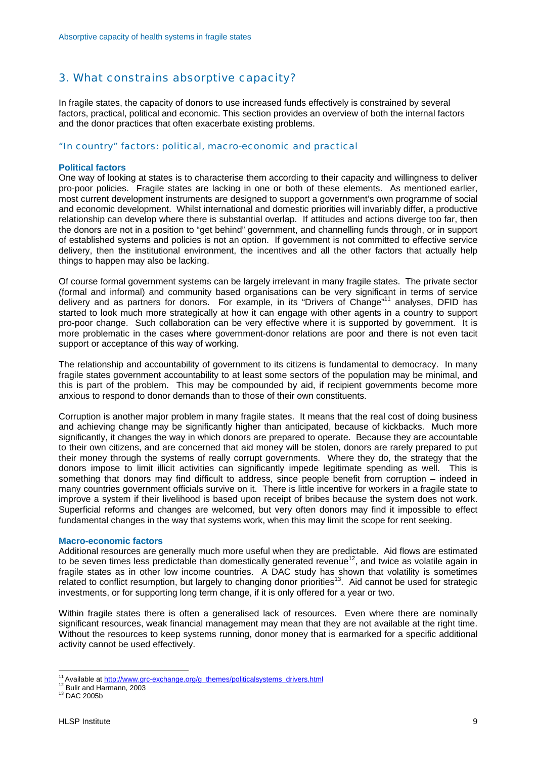## 3. What constrains absorptive capacity?

In fragile states, the capacity of donors to use increased funds effectively is constrained by several factors, practical, political and economic. This section provides an overview of both the internal factors and the donor practices that often exacerbate existing problems.

### "In country" factors: political, macro-economic and practical

#### Political factors

One way of looking at states is to characterise them according to their capacity and willingness to deliver pro-poor policies. Fragile states are lacking in one or both of these elements. As mentioned earlier, most current development instruments are designed to support a government's own programme of social and economic development. Whilst international and domestic priorities will invariably differ, a productive relationship can develop where there is substantial overlap. If attitudes and actions diverge too far, then the donors are not in a position to "get behind" government, and channelling funds through, or in support of established systems and policies is not an option. If government is not committed to effective service delivery, then the institutional environment, the incentives and all the other factors that actually help things to happen may also be lacking.

Of course formal government systems can be largely irrelevant in many fragile states. The private sector (formal and informal) and community based organisations can be very significant in terms of service delivery and as partners for donors. For example, in its "Drivers of Change"[11] analyses, DFID has started to look much more strategically at how it can engage with other agents in a country to support pro-poor change. Such collaboration can be very effective where it is supported by government. It is more problematic in the cases where government-donor relations are poor and there is not even tacit support or acceptance of this way of working.

The relationship and accountability of government to its citizens is fundamental to democracy. In many fragile states government accountability to at least some sectors of the population may be minimal, and this is part of the problem. This may be compounded by aid, if recipient governments become more anxious to respond to donor demands than to those of their own constituents.

Corruption is another major problem in many fragile states. It means that the real cost of doing business and achieving change may be significantly higher than anticipated, because of kickbacks. Much more significantly, it changes the way in which donors are prepared to operate. Because they are accountable to their own citizens, and are concerned that aid money will be stolen, donors are rarely prepared to put their money through the systems of really corrupt governments. Where they do, the strategy that the donors impose to limit illicit activities can significantly impede legitimate spending as well. This is something that donors may find difficult to address, since people benefit from corruption – indeed in many countries government officials survive on it. There is little incentive for workers in a fragile state to improve a system if their livelihood is based upon receipt of bribes because the system does not work. Superficial reforms and changes are welcomed, but very often donors may find it impossible to effect fundamental changes in the way that systems work, when this may limit the scope for rent seeking.

#### Macro-economic factors

Additional resources are generally much more useful when they are predictable. Aid flows are estimated to be seven times less predictable than domestically generated revenue[12], and twice as volatile again in fragile states as in other low income countries. A DAC study has shown that volatility is sometimes related to conflict resumption, but largely to changing donor priorities[13]. Aid cannot be used for strategic investments, or for supporting long term change, if it is only offered for a year or two.

Within fragile states there is often a generalised lack of resources. Even where there are nominally significant resources, weak financial management may mean that they are not available at the right time. Without the resources to keep systems running, donor money that is earmarked for a specific additional activity cannot be used effectively.

---

[11] Available at http://www.grc-exchange.org/g_themes/politicalsystems_drivers.html
[12] Bulir and Harmann, 2003
[13] DAC 2005b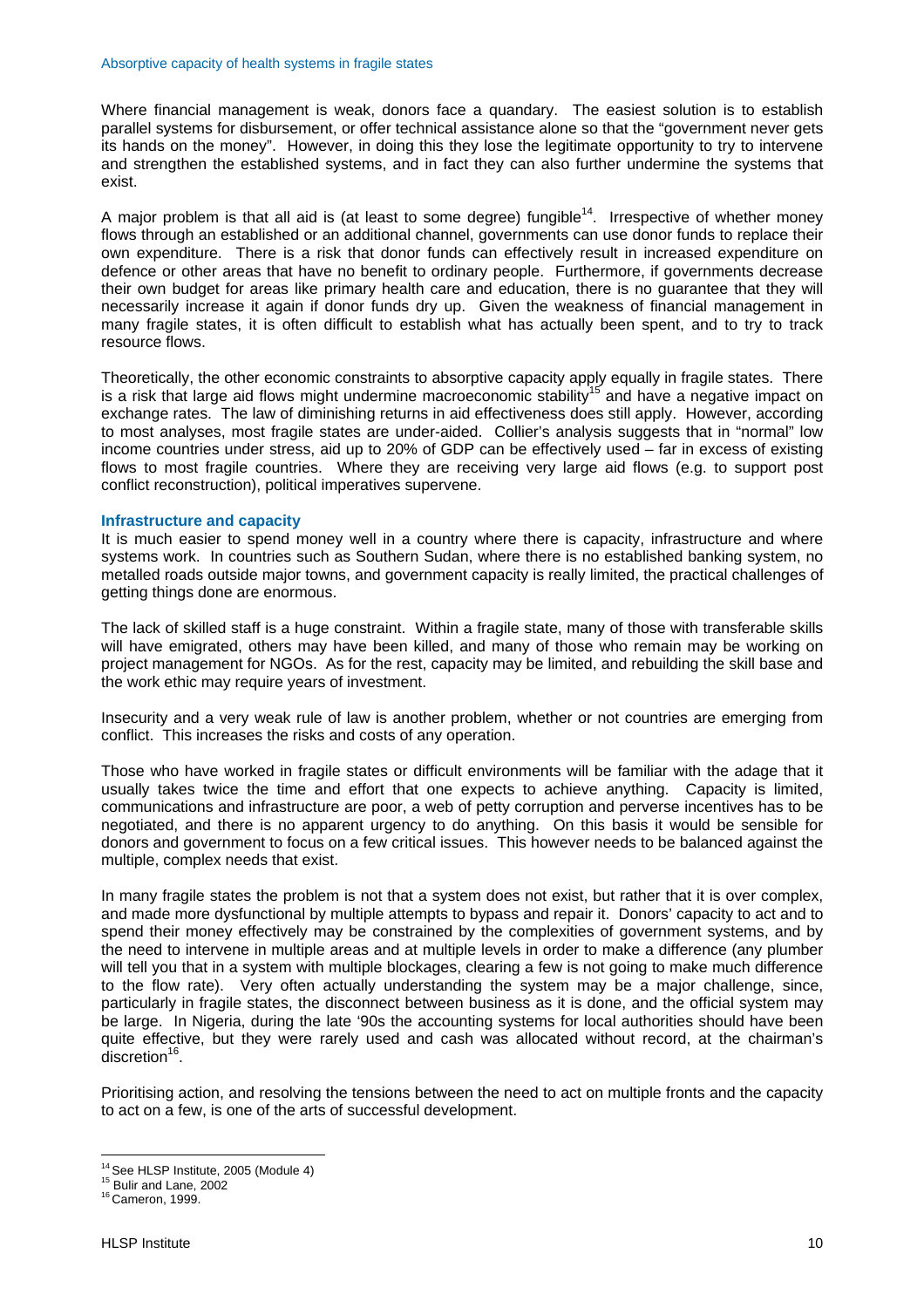Where financial management is weak, donors face a quandary. The easiest solution is to establish parallel systems for disbursement, or offer technical assistance alone so that the "government never gets its hands on the money". However, in doing this they lose the legitimate opportunity to try to intervene and strengthen the established systems, and in fact they can also further undermine the systems that exist.

A major problem is that all aid is (at least to some degree) fungible[14]. Irrespective of whether money flows through an established or an additional channel, governments can use donor funds to replace their own expenditure. There is a risk that donor funds can effectively result in increased expenditure on defence or other areas that have no benefit to ordinary people. Furthermore, if governments decrease their own budget for areas like primary health care and education, there is no guarantee that they will necessarily increase it again if donor funds dry up. Given the weakness of financial management in many fragile states, it is often difficult to establish what has actually been spent, and to try to track resource flows.

Theoretically, the other economic constraints to absorptive capacity apply equally in fragile states. There is a risk that large aid flows might undermine macroeconomic stability[15] and have a negative impact on exchange rates. The law of diminishing returns in aid effectiveness does still apply. However, according to most analyses, most fragile states are under-aided. Collier's analysis suggests that in "normal" low income countries under stress, aid up to 20% of GDP can be effectively used – far in excess of existing flows to most fragile countries. Where they are receiving very large aid flows (e.g. to support post conflict reconstruction), political imperatives supervene.

### Infrastructure and capacity

It is much easier to spend money well in a country where there is capacity, infrastructure and where systems work. In countries such as Southern Sudan, where there is no established banking system, no metalled roads outside major towns, and government capacity is really limited, the practical challenges of getting things done are enormous.

The lack of skilled staff is a huge constraint. Within a fragile state, many of those with transferable skills will have emigrated, others may have been killed, and many of those who remain may be working on project management for NGOs. As for the rest, capacity may be limited, and rebuilding the skill base and the work ethic may require years of investment.

Insecurity and a very weak rule of law is another problem, whether or not countries are emerging from conflict. This increases the risks and costs of any operation.

Those who have worked in fragile states or difficult environments will be familiar with the adage that it usually takes twice the time and effort that one expects to achieve anything. Capacity is limited, communications and infrastructure are poor, a web of petty corruption and perverse incentives has to be negotiated, and there is no apparent urgency to do anything. On this basis it would be sensible for donors and government to focus on a few critical issues. This however needs to be balanced against the multiple, complex needs that exist.

In many fragile states the problem is not that a system does not exist, but rather that it is over complex, and made more dysfunctional by multiple attempts to bypass and repair it. Donors' capacity to act and to spend their money effectively may be constrained by the complexities of government systems, and by the need to intervene in multiple areas and at multiple levels in order to make a difference (any plumber will tell you that in a system with multiple blockages, clearing a few is not going to make much difference to the flow rate). Very often actually understanding the system may be a major challenge, since, particularly in fragile states, the disconnect between business as it is done, and the official system may be large. In Nigeria, during the late '90s the accounting systems for local authorities should have been quite effective, but they were rarely used and cash was allocated without record, at the chairman's discretion[16].

Prioritising action, and resolving the tensions between the need to act on multiple fronts and the capacity to act on a few, is one of the arts of successful development.

---

[14] See HLSP Institute, 2005 (Module 4)
[15] Bulir and Lane, 2002
[16] Cameron, 1999.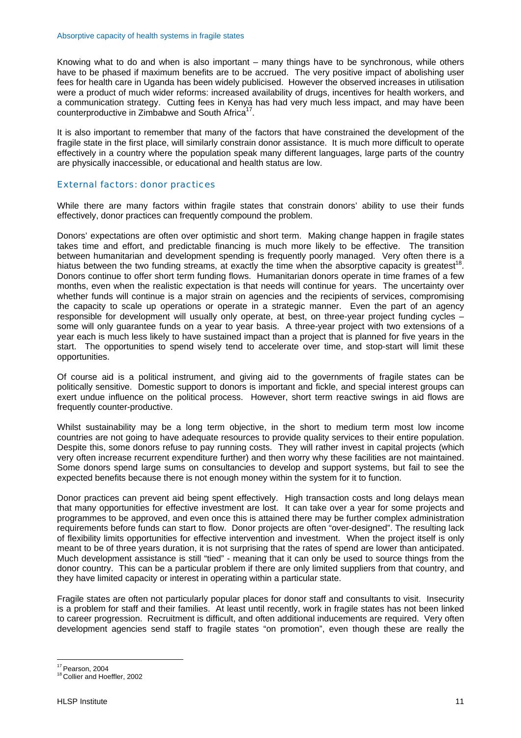Knowing what to do and when is also important – many things have to be synchronous, while others have to be phased if maximum benefits are to be accrued. The very positive impact of abolishing user fees for health care in Uganda has been widely publicised. However the observed increases in utilisation were a product of much wider reforms: increased availability of drugs, incentives for health workers, and a communication strategy. Cutting fees in Kenya has had very much less impact, and may have been counterproductive in Zimbabwe and South Africa[17].

It is also important to remember that many of the factors that have constrained the development of the fragile state in the first place, will similarly constrain donor assistance. It is much more difficult to operate effectively in a country where the population speak many different languages, large parts of the country are physically inaccessible, or educational and health status are low.

## External factors: donor practices

While there are many factors within fragile states that constrain donors' ability to use their funds effectively, donor practices can frequently compound the problem.

Donors' expectations are often over optimistic and short term. Making change happen in fragile states takes time and effort, and predictable financing is much more likely to be effective. The transition between humanitarian and development spending is frequently poorly managed. Very often there is a hiatus between the two funding streams, at exactly the time when the absorptive capacity is greatest[18]. Donors continue to offer short term funding flows. Humanitarian donors operate in time frames of a few months, even when the realistic expectation is that needs will continue for years. The uncertainty over whether funds will continue is a major strain on agencies and the recipients of services, compromising the capacity to scale up operations or operate in a strategic manner. Even the part of an agency responsible for development will usually only operate, at best, on three-year project funding cycles – some will only guarantee funds on a year to year basis. A three-year project with two extensions of a year each is much less likely to have sustained impact than a project that is planned for five years in the start. The opportunities to spend wisely tend to accelerate over time, and stop-start will limit these opportunities.

Of course aid is a political instrument, and giving aid to the governments of fragile states can be politically sensitive. Domestic support to donors is important and fickle, and special interest groups can exert undue influence on the political process. However, short term reactive swings in aid flows are frequently counter-productive.

Whilst sustainability may be a long term objective, in the short to medium term most low income countries are not going to have adequate resources to provide quality services to their entire population. Despite this, some donors refuse to pay running costs. They will rather invest in capital projects (which very often increase recurrent expenditure further) and then worry why these facilities are not maintained. Some donors spend large sums on consultancies to develop and support systems, but fail to see the expected benefits because there is not enough money within the system for it to function.

Donor practices can prevent aid being spent effectively. High transaction costs and long delays mean that many opportunities for effective investment are lost. It can take over a year for some projects and programmes to be approved, and even once this is attained there may be further complex administration requirements before funds can start to flow. Donor projects are often "over-designed". The resulting lack of flexibility limits opportunities for effective intervention and investment. When the project itself is only meant to be of three years duration, it is not surprising that the rates of spend are lower than anticipated. Much development assistance is still "tied" - meaning that it can only be used to source things from the donor country. This can be a particular problem if there are only limited suppliers from that country, and they have limited capacity or interest in operating within a particular state.

Fragile states are often not particularly popular places for donor staff and consultants to visit. Insecurity is a problem for staff and their families. At least until recently, work in fragile states has not been linked to career progression. Recruitment is difficult, and often additional inducements are required. Very often development agencies send staff to fragile states "on promotion", even though these are really the

---

[17] Pearson, 2004

[18] Collier and Hoeffler, 2002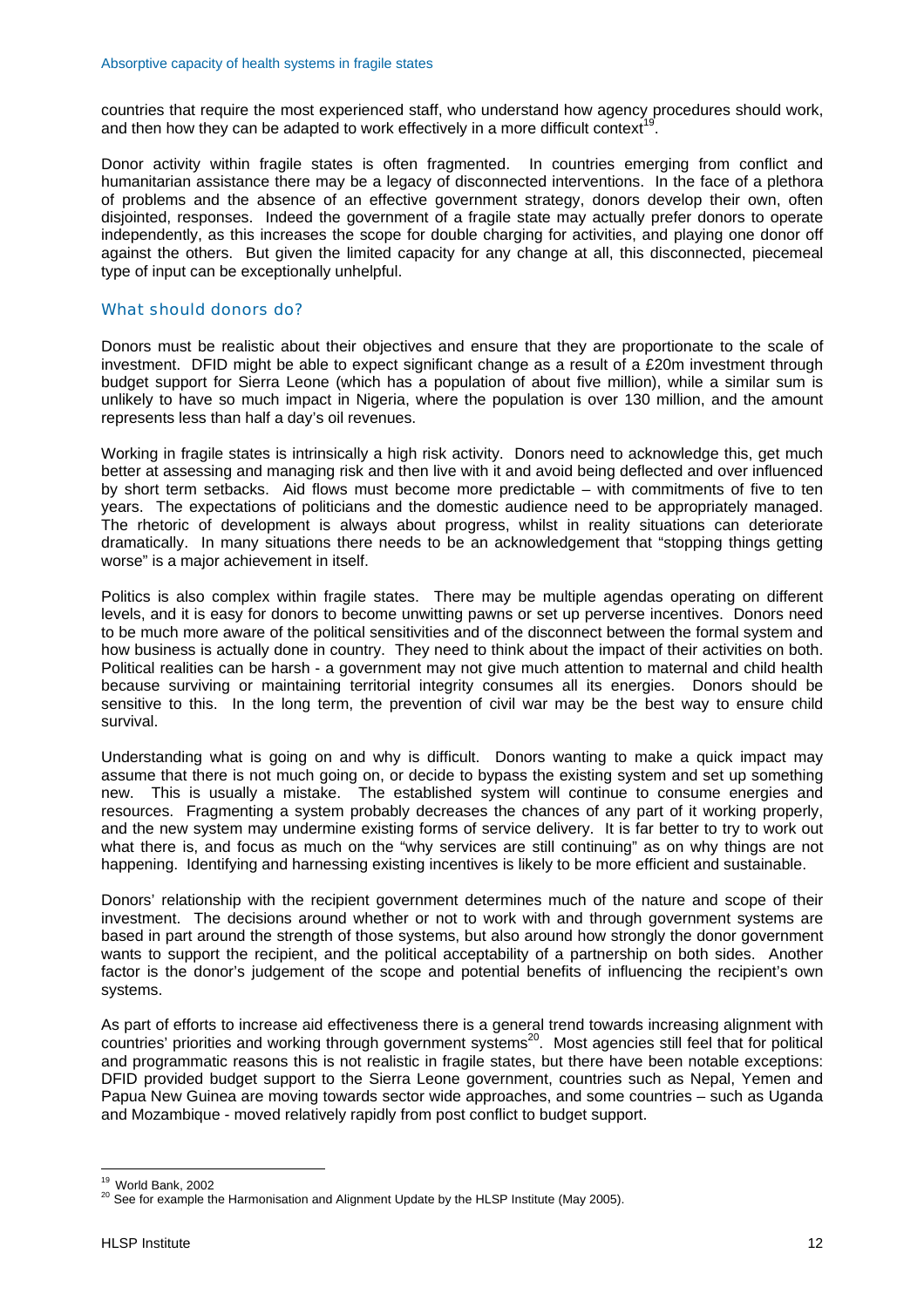countries that require the most experienced staff, who understand how agency procedures should work, and then how they can be adapted to work effectively in a more difficult context[19].

Donor activity within fragile states is often fragmented. In countries emerging from conflict and humanitarian assistance there may be a legacy of disconnected interventions. In the face of a plethora of problems and the absence of an effective government strategy, donors develop their own, often disjointed, responses. Indeed the government of a fragile state may actually prefer donors to operate independently, as this increases the scope for double charging for activities, and playing one donor off against the others. But given the limited capacity for any change at all, this disconnected, piecemeal type of input can be exceptionally unhelpful.

## What should donors do?

Donors must be realistic about their objectives and ensure that they are proportionate to the scale of investment. DFID might be able to expect significant change as a result of a £20m investment through budget support for Sierra Leone (which has a population of about five million), while a similar sum is unlikely to have so much impact in Nigeria, where the population is over 130 million, and the amount represents less than half a day's oil revenues.

Working in fragile states is intrinsically a high risk activity. Donors need to acknowledge this, get much better at assessing and managing risk and then live with it and avoid being deflected and over influenced by short term setbacks. Aid flows must become more predictable – with commitments of five to ten years. The expectations of politicians and the domestic audience need to be appropriately managed. The rhetoric of development is always about progress, whilst in reality situations can deteriorate dramatically. In many situations there needs to be an acknowledgement that "stopping things getting worse" is a major achievement in itself.

Politics is also complex within fragile states. There may be multiple agendas operating on different levels, and it is easy for donors to become unwitting pawns or set up perverse incentives. Donors need to be much more aware of the political sensitivities and of the disconnect between the formal system and how business is actually done in country. They need to think about the impact of their activities on both. Political realities can be harsh - a government may not give much attention to maternal and child health because surviving or maintaining territorial integrity consumes all its energies. Donors should be sensitive to this. In the long term, the prevention of civil war may be the best way to ensure child survival.

Understanding what is going on and why is difficult. Donors wanting to make a quick impact may assume that there is not much going on, or decide to bypass the existing system and set up something new. This is usually a mistake. The established system will continue to consume energies and resources. Fragmenting a system probably decreases the chances of any part of it working properly, and the new system may undermine existing forms of service delivery. It is far better to try to work out what there is, and focus as much on the "why services are still continuing" as on why things are not happening. Identifying and harnessing existing incentives is likely to be more efficient and sustainable.

Donors' relationship with the recipient government determines much of the nature and scope of their investment. The decisions around whether or not to work with and through government systems are based in part around the strength of those systems, but also around how strongly the donor government wants to support the recipient, and the political acceptability of a partnership on both sides. Another factor is the donor's judgement of the scope and potential benefits of influencing the recipient's own systems.

As part of efforts to increase aid effectiveness there is a general trend towards increasing alignment with countries' priorities and working through government systems[20]. Most agencies still feel that for political and programmatic reasons this is not realistic in fragile states, but there have been notable exceptions: DFID provided budget support to the Sierra Leone government, countries such as Nepal, Yemen and Papua New Guinea are moving towards sector wide approaches, and some countries – such as Uganda and Mozambique - moved relatively rapidly from post conflict to budget support.

---

[19] World Bank, 2002

[20] See for example the Harmonisation and Alignment Update by the HLSP Institute (May 2005).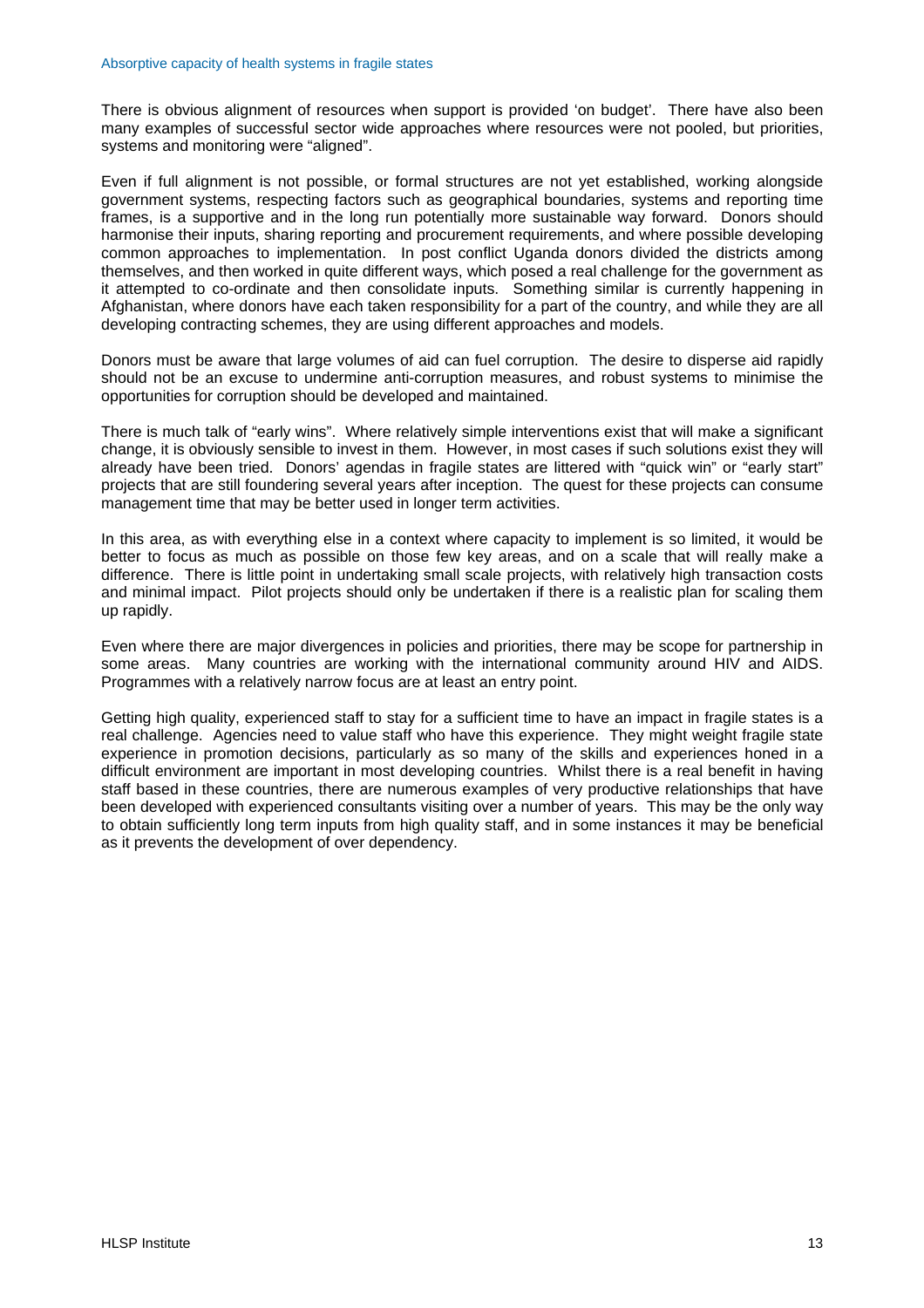There is obvious alignment of resources when support is provided 'on budget'. There have also been many examples of successful sector wide approaches where resources were not pooled, but priorities, systems and monitoring were "aligned".

Even if full alignment is not possible, or formal structures are not yet established, working alongside government systems, respecting factors such as geographical boundaries, systems and reporting time frames, is a supportive and in the long run potentially more sustainable way forward. Donors should harmonise their inputs, sharing reporting and procurement requirements, and where possible developing common approaches to implementation. In post conflict Uganda donors divided the districts among themselves, and then worked in quite different ways, which posed a real challenge for the government as it attempted to co-ordinate and then consolidate inputs. Something similar is currently happening in Afghanistan, where donors have each taken responsibility for a part of the country, and while they are all developing contracting schemes, they are using different approaches and models.

Donors must be aware that large volumes of aid can fuel corruption. The desire to disperse aid rapidly should not be an excuse to undermine anti-corruption measures, and robust systems to minimise the opportunities for corruption should be developed and maintained.

There is much talk of "early wins". Where relatively simple interventions exist that will make a significant change, it is obviously sensible to invest in them. However, in most cases if such solutions exist they will already have been tried. Donors' agendas in fragile states are littered with "quick win" or "early start" projects that are still foundering several years after inception. The quest for these projects can consume management time that may be better used in longer term activities.

In this area, as with everything else in a context where capacity to implement is so limited, it would be better to focus as much as possible on those few key areas, and on a scale that will really make a difference. There is little point in undertaking small scale projects, with relatively high transaction costs and minimal impact. Pilot projects should only be undertaken if there is a realistic plan for scaling them up rapidly.

Even where there are major divergences in policies and priorities, there may be scope for partnership in some areas. Many countries are working with the international community around HIV and AIDS. Programmes with a relatively narrow focus are at least an entry point.

Getting high quality, experienced staff to stay for a sufficient time to have an impact in fragile states is a real challenge. Agencies need to value staff who have this experience. They might weight fragile state experience in promotion decisions, particularly as so many of the skills and experiences honed in a difficult environment are important in most developing countries. Whilst there is a real benefit in having staff based in these countries, there are numerous examples of very productive relationships that have been developed with experienced consultants visiting over a number of years. This may be the only way to obtain sufficiently long term inputs from high quality staff, and in some instances it may be beneficial as it prevents the development of over dependency.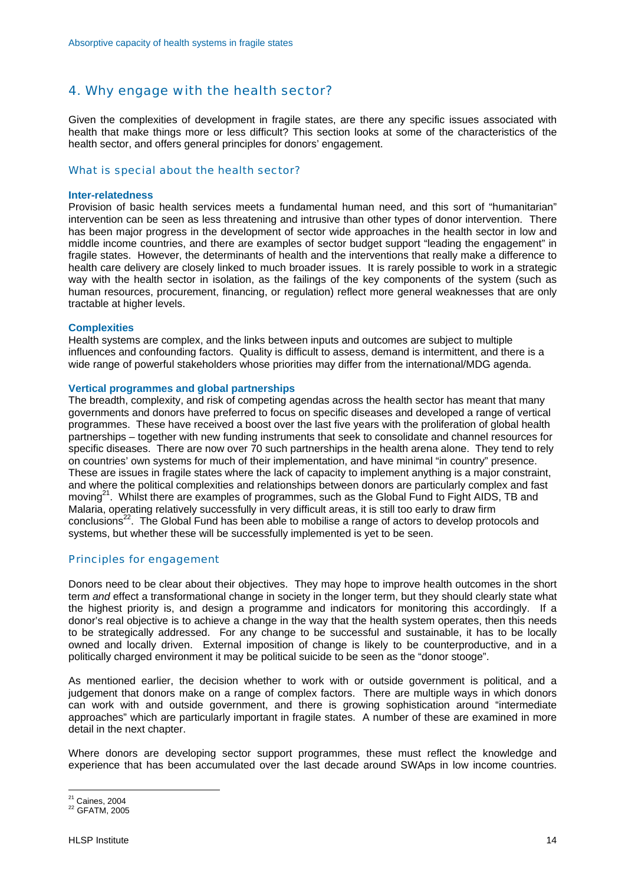## 4. Why engage with the health sector?

Given the complexities of development in fragile states, are there any specific issues associated with health that make things more or less difficult? This section looks at some of the characteristics of the health sector, and offers general principles for donors' engagement.

### What is special about the health sector?

**Inter-relatedness**

Provision of basic health services meets a fundamental human need, and this sort of "humanitarian" intervention can be seen as less threatening and intrusive than other types of donor intervention. There has been major progress in the development of sector wide approaches in the health sector in low and middle income countries, and there are examples of sector budget support "leading the engagement" in fragile states. However, the determinants of health and the interventions that really make a difference to health care delivery are closely linked to much broader issues. It is rarely possible to work in a strategic way with the health sector in isolation, as the failings of the key components of the system (such as human resources, procurement, financing, or regulation) reflect more general weaknesses that are only tractable at higher levels.

**Complexities**

Health systems are complex, and the links between inputs and outcomes are subject to multiple influences and confounding factors. Quality is difficult to assess, demand is intermittent, and there is a wide range of powerful stakeholders whose priorities may differ from the international/MDG agenda.

**Vertical programmes and global partnerships**

The breadth, complexity, and risk of competing agendas across the health sector has meant that many governments and donors have preferred to focus on specific diseases and developed a range of vertical programmes. These have received a boost over the last five years with the proliferation of global health partnerships – together with new funding instruments that seek to consolidate and channel resources for specific diseases. There are now over 70 such partnerships in the health arena alone. They tend to rely on countries' own systems for much of their implementation, and have minimal "in country" presence. These are issues in fragile states where the lack of capacity to implement anything is a major constraint, and where the political complexities and relationships between donors are particularly complex and fast moving[21]. Whilst there are examples of programmes, such as the Global Fund to Fight AIDS, TB and Malaria, operating relatively successfully in very difficult areas, it is still too early to draw firm conclusions[22]. The Global Fund has been able to mobilise a range of actors to develop protocols and systems, but whether these will be successfully implemented is yet to be seen.

### Principles for engagement

Donors need to be clear about their objectives. They may hope to improve health outcomes in the short term *and* effect a transformational change in society in the longer term, but they should clearly state what the highest priority is, and design a programme and indicators for monitoring this accordingly. If a donor's real objective is to achieve a change in the way that the health system operates, then this needs to be strategically addressed. For any change to be successful and sustainable, it has to be locally owned and locally driven. External imposition of change is likely to be counterproductive, and in a politically charged environment it may be political suicide to be seen as the "donor stooge".

As mentioned earlier, the decision whether to work with or outside government is political, and a judgement that donors make on a range of complex factors. There are multiple ways in which donors can work with and outside government, and there is growing sophistication around "intermediate approaches" which are particularly important in fragile states. A number of these are examined in more detail in the next chapter.

Where donors are developing sector support programmes, these must reflect the knowledge and experience that has been accumulated over the last decade around SWAps in low income countries.

[21] Caines, 2004
[22] GFATM, 2005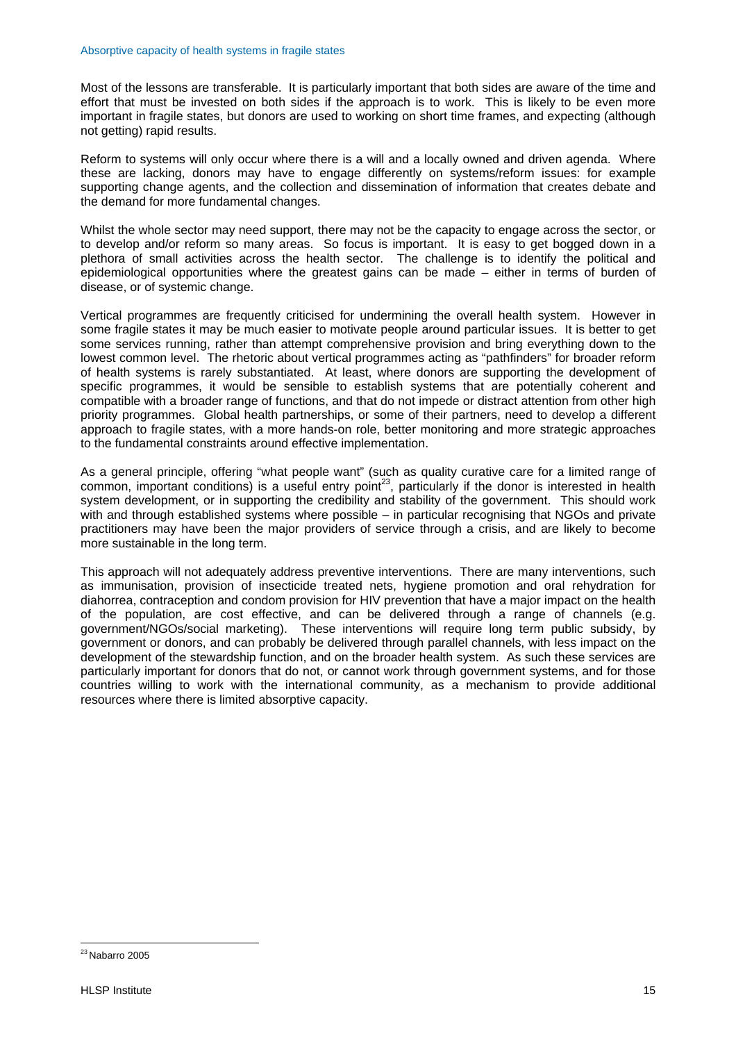Most of the lessons are transferable. It is particularly important that both sides are aware of the time and effort that must be invested on both sides if the approach is to work. This is likely to be even more important in fragile states, but donors are used to working on short time frames, and expecting (although not getting) rapid results.

Reform to systems will only occur where there is a will and a locally owned and driven agenda. Where these are lacking, donors may have to engage differently on systems/reform issues: for example supporting change agents, and the collection and dissemination of information that creates debate and the demand for more fundamental changes.

Whilst the whole sector may need support, there may not be the capacity to engage across the sector, or to develop and/or reform so many areas. So focus is important. It is easy to get bogged down in a plethora of small activities across the health sector. The challenge is to identify the political and epidemiological opportunities where the greatest gains can be made – either in terms of burden of disease, or of systemic change.

Vertical programmes are frequently criticised for undermining the overall health system. However in some fragile states it may be much easier to motivate people around particular issues. It is better to get some services running, rather than attempt comprehensive provision and bring everything down to the lowest common level. The rhetoric about vertical programmes acting as "pathfinders" for broader reform of health systems is rarely substantiated. At least, where donors are supporting the development of specific programmes, it would be sensible to establish systems that are potentially coherent and compatible with a broader range of functions, and that do not impede or distract attention from other high priority programmes. Global health partnerships, or some of their partners, need to develop a different approach to fragile states, with a more hands-on role, better monitoring and more strategic approaches to the fundamental constraints around effective implementation.

As a general principle, offering "what people want" (such as quality curative care for a limited range of common, important conditions) is a useful entry point[23], particularly if the donor is interested in health system development, or in supporting the credibility and stability of the government. This should work with and through established systems where possible – in particular recognising that NGOs and private practitioners may have been the major providers of service through a crisis, and are likely to become more sustainable in the long term.

This approach will not adequately address preventive interventions. There are many interventions, such as immunisation, provision of insecticide treated nets, hygiene promotion and oral rehydration for diahorrea, contraception and condom provision for HIV prevention that have a major impact on the health of the population, are cost effective, and can be delivered through a range of channels (e.g. government/NGOs/social marketing). These interventions will require long term public subsidy, by government or donors, and can probably be delivered through parallel channels, with less impact on the development of the stewardship function, and on the broader health system. As such these services are particularly important for donors that do not, or cannot work through government systems, and for those countries willing to work with the international community, as a mechanism to provide additional resources where there is limited absorptive capacity.

[23] Nabarro 2005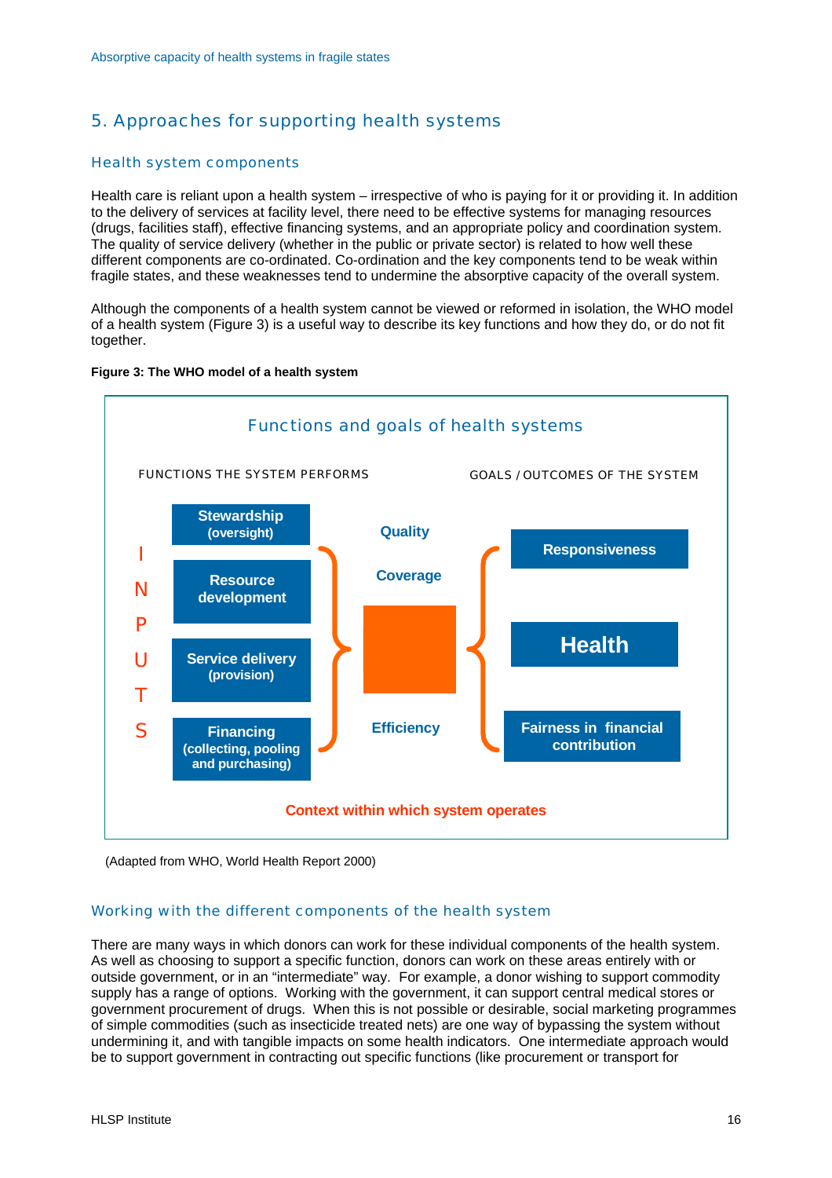## 5. Approaches for supporting health systems

### Health system components

Health care is reliant upon a health system – irrespective of who is paying for it or providing it. In addition to the delivery of services at facility level, there need to be effective systems for managing resources (drugs, facilities staff), effective financing systems, and an appropriate policy and coordination system. The quality of service delivery (whether in the public or private sector) is related to how well these different components are co-ordinated. Co-ordination and the key components tend to be weak within fragile states, and these weaknesses tend to undermine the absorptive capacity of the overall system.

Although the components of a health system cannot be viewed or reformed in isolation, the WHO model of a health system (Figure 3) is a useful way to describe its key functions and how they do, or do not fit together.

**Figure 3: The WHO model of a health system**

Functions and goals of health systems

FUNCTIONS THE SYSTEM PERFORMS — GOALS / OUTCOMES OF THE SYSTEM

INPUTS:
- Stewardship (oversight)
- Resource development
- Service delivery (provision)
- Financing (collecting, pooling and purchasing)

Quality, Coverage, Efficiency

- Responsiveness
- Health
- Fairness in financial contribution

Context within which system operates

(Adapted from WHO, World Health Report 2000)

### Working with the different components of the health system

There are many ways in which donors can work for these individual components of the health system. As well as choosing to support a specific function, donors can work on these areas entirely with or outside government, or in an "intermediate" way. For example, a donor wishing to support commodity supply has a range of options. Working with the government, it can support central medical stores or government procurement of drugs. When this is not possible or desirable, social marketing programmes of simple commodities (such as insecticide treated nets) are one way of bypassing the system without undermining it, and with tangible impacts on some health indicators. One intermediate approach would be to support government in contracting out specific functions (like procurement or transport for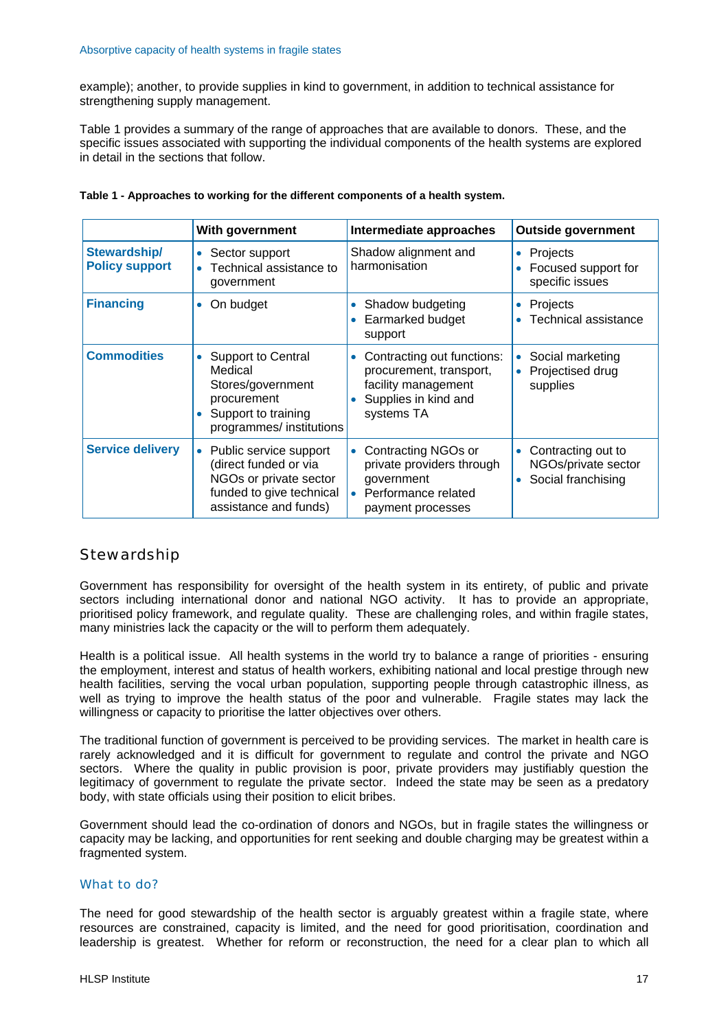example); another, to provide supplies in kind to government, in addition to technical assistance for strengthening supply management.

Table 1 provides a summary of the range of approaches that are available to donors. These, and the specific issues associated with supporting the individual components of the health systems are explored in detail in the sections that follow.

**Table 1 - Approaches to working for the different components of a health system.**

| | With government | Intermediate approaches | Outside government |
|---|---|---|---|
| **Stewardship/ Policy support** | • Sector support<br>• Technical assistance to government | Shadow alignment and harmonisation | • Projects<br>• Focused support for specific issues |
| **Financing** | • On budget | • Shadow budgeting<br>• Earmarked budget support | • Projects<br>• Technical assistance |
| **Commodities** | • Support to Central Medical Stores/government procurement<br>• Support to training programmes/ institutions | • Contracting out functions: procurement, transport, facility management<br>• Supplies in kind and systems TA | • Social marketing<br>• Projectised drug supplies |
| **Service delivery** | • Public service support (direct funded or via NGOs or private sector funded to give technical assistance and funds) | • Contracting NGOs or private providers through government<br>• Performance related payment processes | • Contracting out to NGOs/private sector<br>• Social franchising |

## Stewardship

Government has responsibility for oversight of the health system in its entirety, of public and private sectors including international donor and national NGO activity. It has to provide an appropriate, prioritised policy framework, and regulate quality. These are challenging roles, and within fragile states, many ministries lack the capacity or the will to perform them adequately.

Health is a political issue. All health systems in the world try to balance a range of priorities - ensuring the employment, interest and status of health workers, exhibiting national and local prestige through new health facilities, serving the vocal urban population, supporting people through catastrophic illness, as well as trying to improve the health status of the poor and vulnerable. Fragile states may lack the willingness or capacity to prioritise the latter objectives over others.

The traditional function of government is perceived to be providing services. The market in health care is rarely acknowledged and it is difficult for government to regulate and control the private and NGO sectors. Where the quality in public provision is poor, private providers may justifiably question the legitimacy of government to regulate the private sector. Indeed the state may be seen as a predatory body, with state officials using their position to elicit bribes.

Government should lead the co-ordination of donors and NGOs, but in fragile states the willingness or capacity may be lacking, and opportunities for rent seeking and double charging may be greatest within a fragmented system.

### What to do?

The need for good stewardship of the health sector is arguably greatest within a fragile state, where resources are constrained, capacity is limited, and the need for good prioritisation, coordination and leadership is greatest. Whether for reform or reconstruction, the need for a clear plan to which all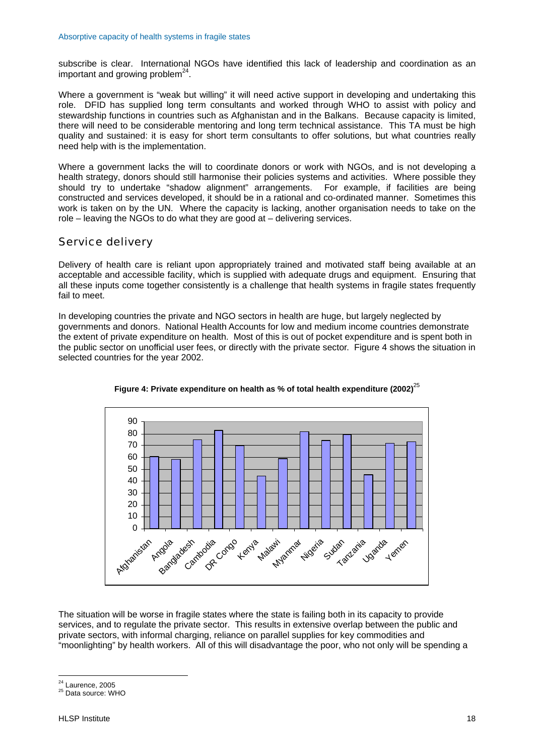subscribe is clear. International NGOs have identified this lack of leadership and coordination as an important and growing problem[24].

Where a government is "weak but willing" it will need active support in developing and undertaking this role. DFID has supplied long term consultants and worked through WHO to assist with policy and stewardship functions in countries such as Afghanistan and in the Balkans. Because capacity is limited, there will need to be considerable mentoring and long term technical assistance. This TA must be high quality and sustained: it is easy for short term consultants to offer solutions, but what countries really need help with is the implementation.

Where a government lacks the will to coordinate donors or work with NGOs, and is not developing a health strategy, donors should still harmonise their policies systems and activities. Where possible they should try to undertake "shadow alignment" arrangements. For example, if facilities are being constructed and services developed, it should be in a rational and co-ordinated manner. Sometimes this work is taken on by the UN. Where the capacity is lacking, another organisation needs to take on the role – leaving the NGOs to do what they are good at – delivering services.

## Service delivery

Delivery of health care is reliant upon appropriately trained and motivated staff being available at an acceptable and accessible facility, which is supplied with adequate drugs and equipment. Ensuring that all these inputs come together consistently is a challenge that health systems in fragile states frequently fail to meet.

In developing countries the private and NGO sectors in health are huge, but largely neglected by governments and donors. National Health Accounts for low and medium income countries demonstrate the extent of private expenditure on health. Most of this is out of pocket expenditure and is spent both in the public sector on unofficial user fees, or directly with the private sector. Figure 4 shows the situation in selected countries for the year 2002.

**Figure 4: Private expenditure on health as % of total health expenditure (2002)**[25]

| Country | % |
|---|---|
| Afghanistan | 61 |
| Angola | 58 |
| Bangladesh | 75 |
| Cambodia | 83 |
| DR Congo | 70 |
| Kenya | 44 |
| Malawi | 59 |
| Myanmar | 82 |
| Nigeria | 74 |
| Sudan | 79 |
| Tanzania | 45 |
| Uganda | 72 |
| Yemen | 73 |

The situation will be worse in fragile states where the state is failing both in its capacity to provide services, and to regulate the private sector. This results in extensive overlap between the public and private sectors, with informal charging, reliance on parallel supplies for key commodities and "moonlighting" by health workers. All of this will disadvantage the poor, who not only will be spending a

---

[24] Laurence, 2005

[25] Data source: WHO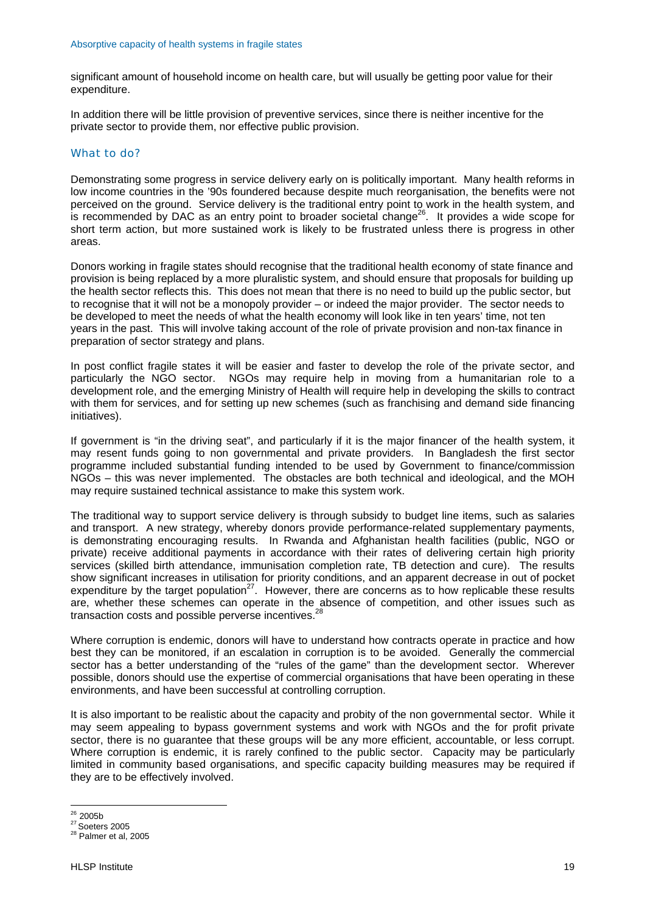significant amount of household income on health care, but will usually be getting poor value for their expenditure.

In addition there will be little provision of preventive services, since there is neither incentive for the private sector to provide them, nor effective public provision.

### What to do?

Demonstrating some progress in service delivery early on is politically important. Many health reforms in low income countries in the '90s foundered because despite much reorganisation, the benefits were not perceived on the ground. Service delivery is the traditional entry point to work in the health system, and is recommended by DAC as an entry point to broader societal change[26]. It provides a wide scope for short term action, but more sustained work is likely to be frustrated unless there is progress in other areas.

Donors working in fragile states should recognise that the traditional health economy of state finance and provision is being replaced by a more pluralistic system, and should ensure that proposals for building up the health sector reflects this. This does not mean that there is no need to build up the public sector, but to recognise that it will not be a monopoly provider – or indeed the major provider. The sector needs to be developed to meet the needs of what the health economy will look like in ten years' time, not ten years in the past. This will involve taking account of the role of private provision and non-tax finance in preparation of sector strategy and plans.

In post conflict fragile states it will be easier and faster to develop the role of the private sector, and particularly the NGO sector. NGOs may require help in moving from a humanitarian role to a development role, and the emerging Ministry of Health will require help in developing the skills to contract with them for services, and for setting up new schemes (such as franchising and demand side financing initiatives).

If government is "in the driving seat", and particularly if it is the major financer of the health system, it may resent funds going to non governmental and private providers. In Bangladesh the first sector programme included substantial funding intended to be used by Government to finance/commission NGOs – this was never implemented. The obstacles are both technical and ideological, and the MOH may require sustained technical assistance to make this system work.

The traditional way to support service delivery is through subsidy to budget line items, such as salaries and transport. A new strategy, whereby donors provide performance-related supplementary payments, is demonstrating encouraging results. In Rwanda and Afghanistan health facilities (public, NGO or private) receive additional payments in accordance with their rates of delivering certain high priority services (skilled birth attendance, immunisation completion rate, TB detection and cure). The results show significant increases in utilisation for priority conditions, and an apparent decrease in out of pocket expenditure by the target population[27]. However, there are concerns as to how replicable these results are, whether these schemes can operate in the absence of competition, and other issues such as transaction costs and possible perverse incentives.[28]

Where corruption is endemic, donors will have to understand how contracts operate in practice and how best they can be monitored, if an escalation in corruption is to be avoided. Generally the commercial sector has a better understanding of the "rules of the game" than the development sector. Wherever possible, donors should use the expertise of commercial organisations that have been operating in these environments, and have been successful at controlling corruption.

It is also important to be realistic about the capacity and probity of the non governmental sector. While it may seem appealing to bypass government systems and work with NGOs and the for profit private sector, there is no guarantee that these groups will be any more efficient, accountable, or less corrupt. Where corruption is endemic, it is rarely confined to the public sector. Capacity may be particularly limited in community based organisations, and specific capacity building measures may be required if they are to be effectively involved.

---

[26] 2005b
[27] Soeters 2005
[28] Palmer et al, 2005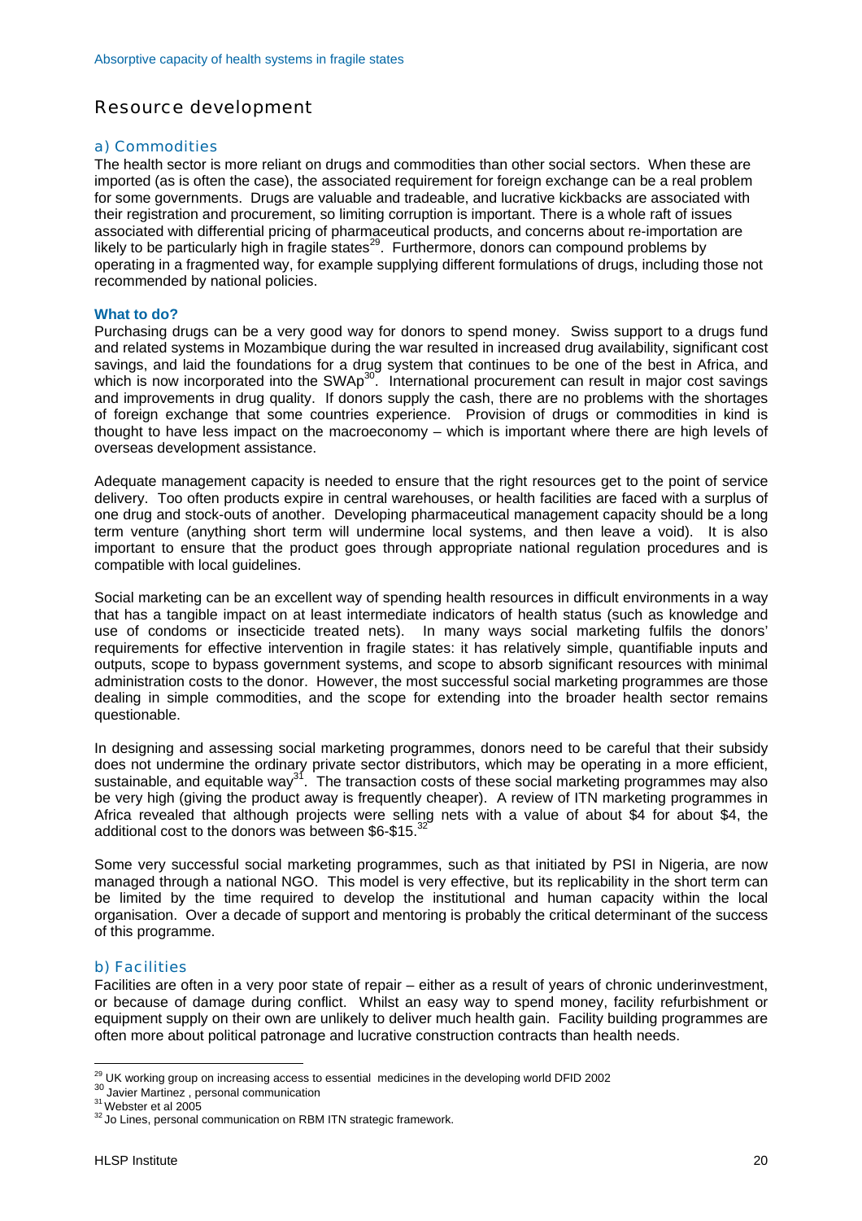## Resource development

### a) Commodities

The health sector is more reliant on drugs and commodities than other social sectors. When these are imported (as is often the case), the associated requirement for foreign exchange can be a real problem for some governments. Drugs are valuable and tradeable, and lucrative kickbacks are associated with their registration and procurement, so limiting corruption is important. There is a whole raft of issues associated with differential pricing of pharmaceutical products, and concerns about re-importation are likely to be particularly high in fragile states[29]. Furthermore, donors can compound problems by operating in a fragmented way, for example supplying different formulations of drugs, including those not recommended by national policies.

**What to do?**

Purchasing drugs can be a very good way for donors to spend money. Swiss support to a drugs fund and related systems in Mozambique during the war resulted in increased drug availability, significant cost savings, and laid the foundations for a drug system that continues to be one of the best in Africa, and which is now incorporated into the SWAp[30]. International procurement can result in major cost savings and improvements in drug quality. If donors supply the cash, there are no problems with the shortages of foreign exchange that some countries experience. Provision of drugs or commodities in kind is thought to have less impact on the macroeconomy – which is important where there are high levels of overseas development assistance.

Adequate management capacity is needed to ensure that the right resources get to the point of service delivery. Too often products expire in central warehouses, or health facilities are faced with a surplus of one drug and stock-outs of another. Developing pharmaceutical management capacity should be a long term venture (anything short term will undermine local systems, and then leave a void). It is also important to ensure that the product goes through appropriate national regulation procedures and is compatible with local guidelines.

Social marketing can be an excellent way of spending health resources in difficult environments in a way that has a tangible impact on at least intermediate indicators of health status (such as knowledge and use of condoms or insecticide treated nets). In many ways social marketing fulfils the donors' requirements for effective intervention in fragile states: it has relatively simple, quantifiable inputs and outputs, scope to bypass government systems, and scope to absorb significant resources with minimal administration costs to the donor. However, the most successful social marketing programmes are those dealing in simple commodities, and the scope for extending into the broader health sector remains questionable.

In designing and assessing social marketing programmes, donors need to be careful that their subsidy does not undermine the ordinary private sector distributors, which may be operating in a more efficient, sustainable, and equitable way[31]. The transaction costs of these social marketing programmes may also be very high (giving the product away is frequently cheaper). A review of ITN marketing programmes in Africa revealed that although projects were selling nets with a value of about $4 for about $4, the additional cost to the donors was between $6-$15.[32]

Some very successful social marketing programmes, such as that initiated by PSI in Nigeria, are now managed through a national NGO. This model is very effective, but its replicability in the short term can be limited by the time required to develop the institutional and human capacity within the local organisation. Over a decade of support and mentoring is probably the critical determinant of the success of this programme.

### b) Facilities

Facilities are often in a very poor state of repair – either as a result of years of chronic underinvestment, or because of damage during conflict. Whilst an easy way to spend money, facility refurbishment or equipment supply on their own are unlikely to deliver much health gain. Facility building programmes are often more about political patronage and lucrative construction contracts than health needs.

---

[29] UK working group on increasing access to essential medicines in the developing world DFID 2002

[30] Javier Martinez , personal communication

[31] Webster et al 2005

[32] Jo Lines, personal communication on RBM ITN strategic framework.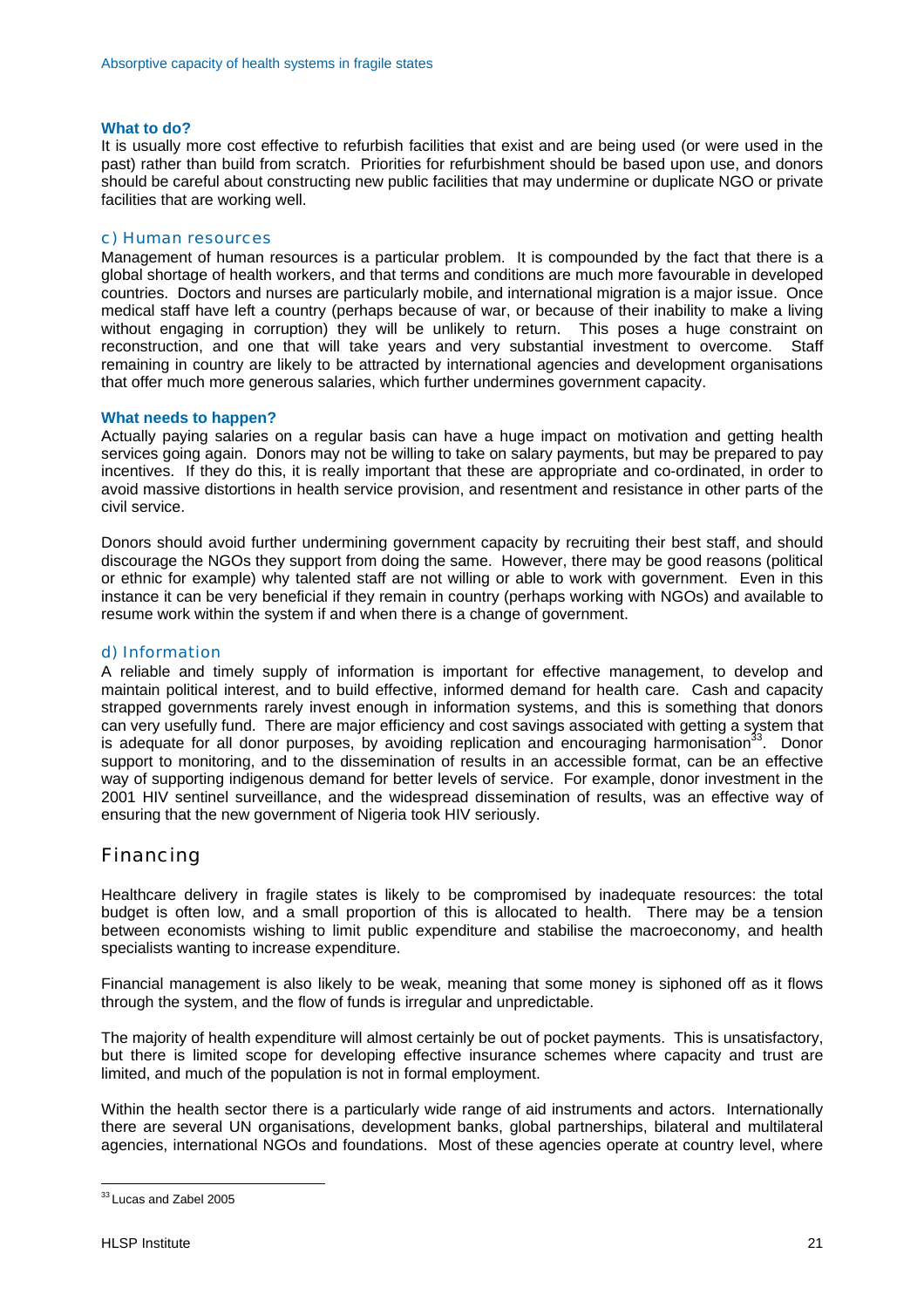**What to do?**

It is usually more cost effective to refurbish facilities that exist and are being used (or were used in the past) rather than build from scratch. Priorities for refurbishment should be based upon use, and donors should be careful about constructing new public facilities that may undermine or duplicate NGO or private facilities that are working well.

### c) Human resources

Management of human resources is a particular problem. It is compounded by the fact that there is a global shortage of health workers, and that terms and conditions are much more favourable in developed countries. Doctors and nurses are particularly mobile, and international migration is a major issue. Once medical staff have left a country (perhaps because of war, or because of their inability to make a living without engaging in corruption) they will be unlikely to return. This poses a huge constraint on reconstruction, and one that will take years and very substantial investment to overcome. Staff remaining in country are likely to be attracted by international agencies and development organisations that offer much more generous salaries, which further undermines government capacity.

**What needs to happen?**

Actually paying salaries on a regular basis can have a huge impact on motivation and getting health services going again. Donors may not be willing to take on salary payments, but may be prepared to pay incentives. If they do this, it is really important that these are appropriate and co-ordinated, in order to avoid massive distortions in health service provision, and resentment and resistance in other parts of the civil service.

Donors should avoid further undermining government capacity by recruiting their best staff, and should discourage the NGOs they support from doing the same. However, there may be good reasons (political or ethnic for example) why talented staff are not willing or able to work with government. Even in this instance it can be very beneficial if they remain in country (perhaps working with NGOs) and available to resume work within the system if and when there is a change of government.

### d) Information

A reliable and timely supply of information is important for effective management, to develop and maintain political interest, and to build effective, informed demand for health care. Cash and capacity strapped governments rarely invest enough in information systems, and this is something that donors can very usefully fund. There are major efficiency and cost savings associated with getting a system that is adequate for all donor purposes, by avoiding replication and encouraging harmonisation[33]. Donor support to monitoring, and to the dissemination of results in an accessible format, can be an effective way of supporting indigenous demand for better levels of service. For example, donor investment in the 2001 HIV sentinel surveillance, and the widespread dissemination of results, was an effective way of ensuring that the new government of Nigeria took HIV seriously.

## Financing

Healthcare delivery in fragile states is likely to be compromised by inadequate resources: the total budget is often low, and a small proportion of this is allocated to health. There may be a tension between economists wishing to limit public expenditure and stabilise the macroeconomy, and health specialists wanting to increase expenditure.

Financial management is also likely to be weak, meaning that some money is siphoned off as it flows through the system, and the flow of funds is irregular and unpredictable.

The majority of health expenditure will almost certainly be out of pocket payments. This is unsatisfactory, but there is limited scope for developing effective insurance schemes where capacity and trust are limited, and much of the population is not in formal employment.

Within the health sector there is a particularly wide range of aid instruments and actors. Internationally there are several UN organisations, development banks, global partnerships, bilateral and multilateral agencies, international NGOs and foundations. Most of these agencies operate at country level, where

[33] Lucas and Zabel 2005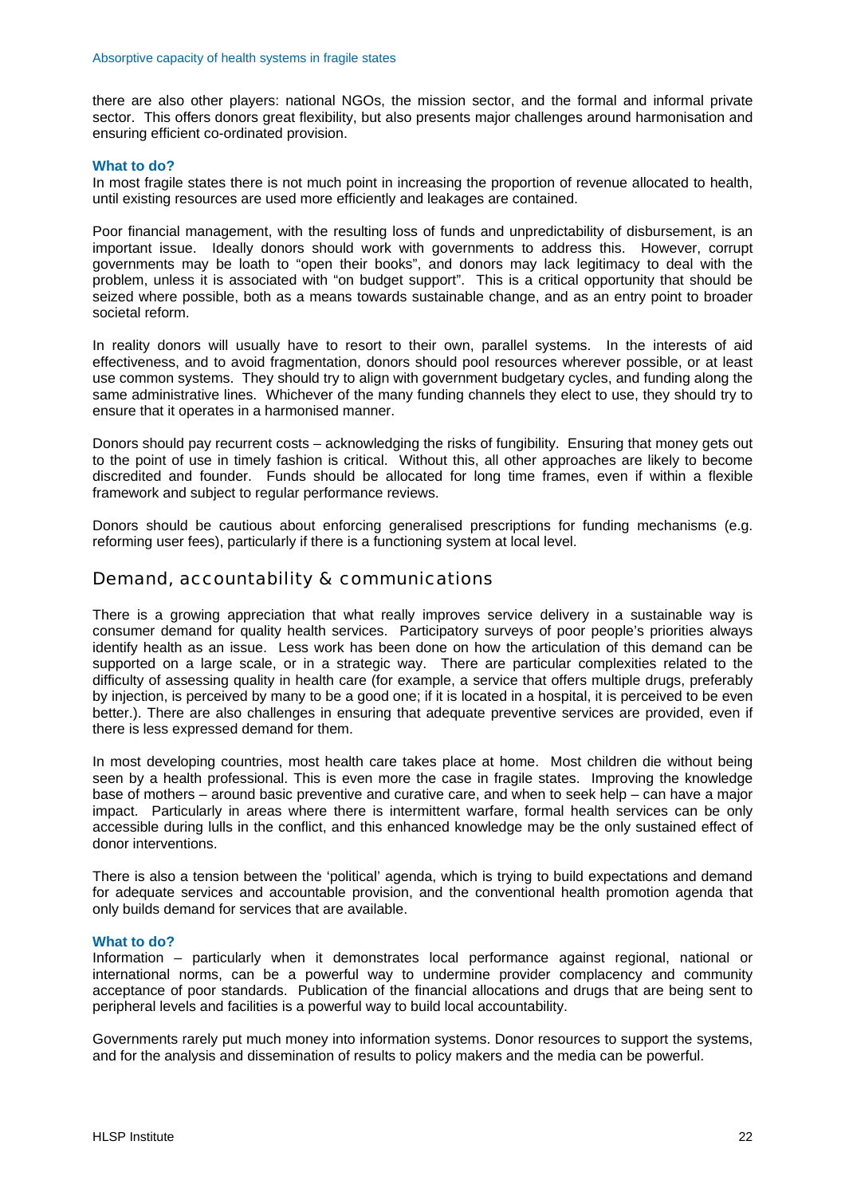there are also other players: national NGOs, the mission sector, and the formal and informal private sector. This offers donors great flexibility, but also presents major challenges around harmonisation and ensuring efficient co-ordinated provision.

### What to do?

In most fragile states there is not much point in increasing the proportion of revenue allocated to health, until existing resources are used more efficiently and leakages are contained.

Poor financial management, with the resulting loss of funds and unpredictability of disbursement, is an important issue. Ideally donors should work with governments to address this. However, corrupt governments may be loath to "open their books", and donors may lack legitimacy to deal with the problem, unless it is associated with "on budget support". This is a critical opportunity that should be seized where possible, both as a means towards sustainable change, and as an entry point to broader societal reform.

In reality donors will usually have to resort to their own, parallel systems. In the interests of aid effectiveness, and to avoid fragmentation, donors should pool resources wherever possible, or at least use common systems. They should try to align with government budgetary cycles, and funding along the same administrative lines. Whichever of the many funding channels they elect to use, they should try to ensure that it operates in a harmonised manner.

Donors should pay recurrent costs – acknowledging the risks of fungibility. Ensuring that money gets out to the point of use in timely fashion is critical. Without this, all other approaches are likely to become discredited and founder. Funds should be allocated for long time frames, even if within a flexible framework and subject to regular performance reviews.

Donors should be cautious about enforcing generalised prescriptions for funding mechanisms (e.g. reforming user fees), particularly if there is a functioning system at local level.

## Demand, accountability & communications

There is a growing appreciation that what really improves service delivery in a sustainable way is consumer demand for quality health services. Participatory surveys of poor people's priorities always identify health as an issue. Less work has been done on how the articulation of this demand can be supported on a large scale, or in a strategic way. There are particular complexities related to the difficulty of assessing quality in health care (for example, a service that offers multiple drugs, preferably by injection, is perceived by many to be a good one; if it is located in a hospital, it is perceived to be even better.). There are also challenges in ensuring that adequate preventive services are provided, even if there is less expressed demand for them.

In most developing countries, most health care takes place at home. Most children die without being seen by a health professional. This is even more the case in fragile states. Improving the knowledge base of mothers – around basic preventive and curative care, and when to seek help – can have a major impact. Particularly in areas where there is intermittent warfare, formal health services can be only accessible during lulls in the conflict, and this enhanced knowledge may be the only sustained effect of donor interventions.

There is also a tension between the 'political' agenda, which is trying to build expectations and demand for adequate services and accountable provision, and the conventional health promotion agenda that only builds demand for services that are available.

### What to do?

Information – particularly when it demonstrates local performance against regional, national or international norms, can be a powerful way to undermine provider complacency and community acceptance of poor standards. Publication of the financial allocations and drugs that are being sent to peripheral levels and facilities is a powerful way to build local accountability.

Governments rarely put much money into information systems. Donor resources to support the systems, and for the analysis and dissemination of results to policy makers and the media can be powerful.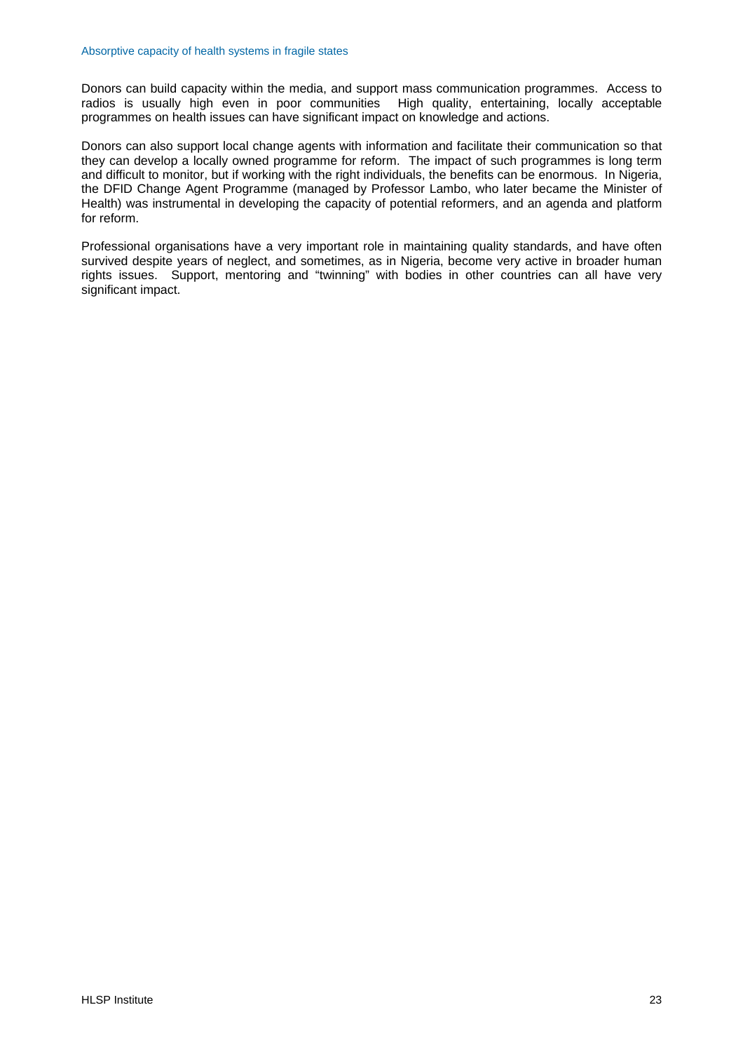Donors can build capacity within the media, and support mass communication programmes. Access to radios is usually high even in poor communities High quality, entertaining, locally acceptable programmes on health issues can have significant impact on knowledge and actions.

Donors can also support local change agents with information and facilitate their communication so that they can develop a locally owned programme for reform. The impact of such programmes is long term and difficult to monitor, but if working with the right individuals, the benefits can be enormous. In Nigeria, the DFID Change Agent Programme (managed by Professor Lambo, who later became the Minister of Health) was instrumental in developing the capacity of potential reformers, and an agenda and platform for reform.

Professional organisations have a very important role in maintaining quality standards, and have often survived despite years of neglect, and sometimes, as in Nigeria, become very active in broader human rights issues. Support, mentoring and "twinning" with bodies in other countries can all have very significant impact.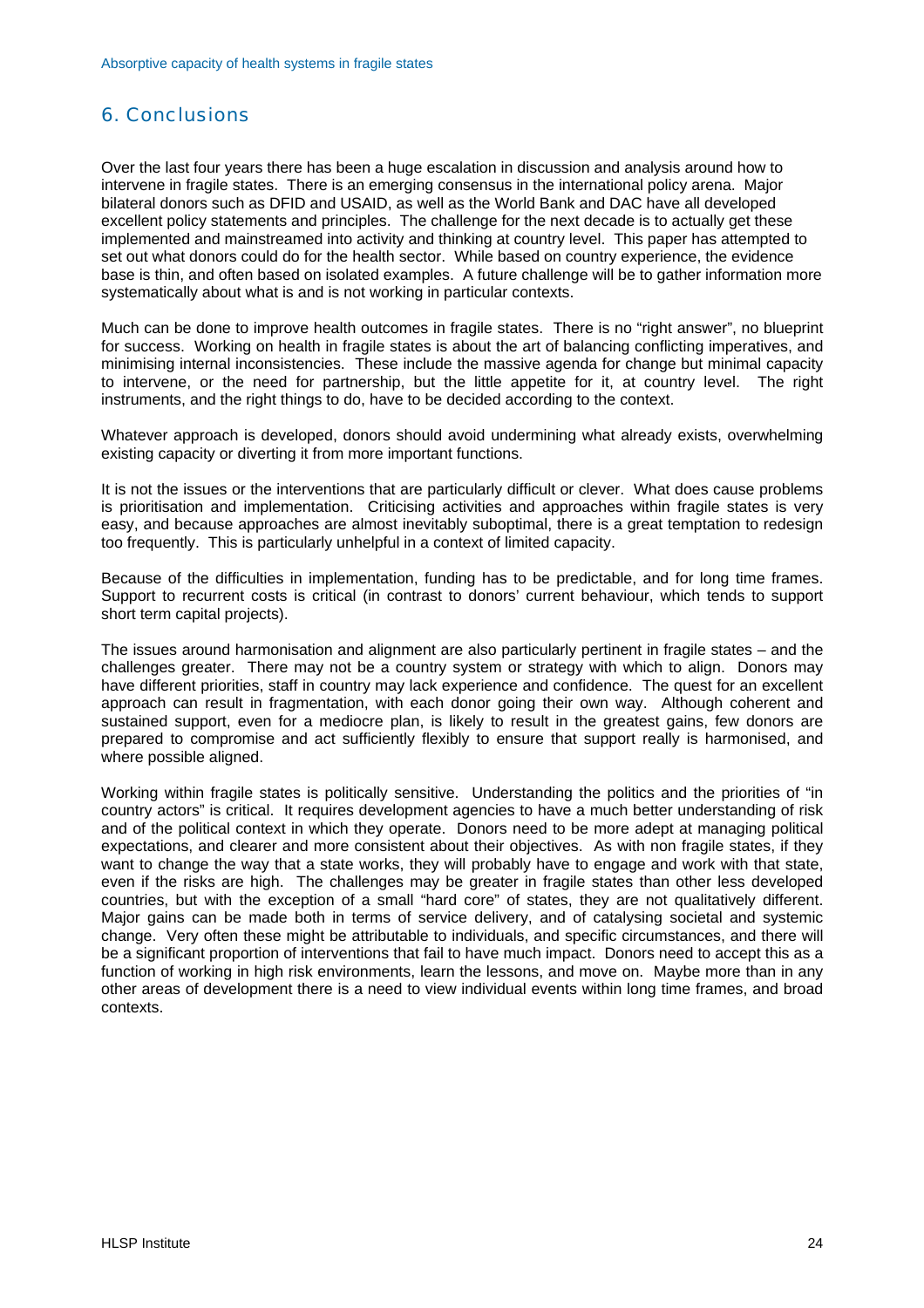## 6. Conclusions

Over the last four years there has been a huge escalation in discussion and analysis around how to intervene in fragile states. There is an emerging consensus in the international policy arena. Major bilateral donors such as DFID and USAID, as well as the World Bank and DAC have all developed excellent policy statements and principles. The challenge for the next decade is to actually get these implemented and mainstreamed into activity and thinking at country level. This paper has attempted to set out what donors could do for the health sector. While based on country experience, the evidence base is thin, and often based on isolated examples. A future challenge will be to gather information more systematically about what is and is not working in particular contexts.

Much can be done to improve health outcomes in fragile states. There is no "right answer", no blueprint for success. Working on health in fragile states is about the art of balancing conflicting imperatives, and minimising internal inconsistencies. These include the massive agenda for change but minimal capacity to intervene, or the need for partnership, but the little appetite for it, at country level. The right instruments, and the right things to do, have to be decided according to the context.

Whatever approach is developed, donors should avoid undermining what already exists, overwhelming existing capacity or diverting it from more important functions.

It is not the issues or the interventions that are particularly difficult or clever. What does cause problems is prioritisation and implementation. Criticising activities and approaches within fragile states is very easy, and because approaches are almost inevitably suboptimal, there is a great temptation to redesign too frequently. This is particularly unhelpful in a context of limited capacity.

Because of the difficulties in implementation, funding has to be predictable, and for long time frames. Support to recurrent costs is critical (in contrast to donors' current behaviour, which tends to support short term capital projects).

The issues around harmonisation and alignment are also particularly pertinent in fragile states – and the challenges greater. There may not be a country system or strategy with which to align. Donors may have different priorities, staff in country may lack experience and confidence. The quest for an excellent approach can result in fragmentation, with each donor going their own way. Although coherent and sustained support, even for a mediocre plan, is likely to result in the greatest gains, few donors are prepared to compromise and act sufficiently flexibly to ensure that support really is harmonised, and where possible aligned.

Working within fragile states is politically sensitive. Understanding the politics and the priorities of "in country actors" is critical. It requires development agencies to have a much better understanding of risk and of the political context in which they operate. Donors need to be more adept at managing political expectations, and clearer and more consistent about their objectives. As with non fragile states, if they want to change the way that a state works, they will probably have to engage and work with that state, even if the risks are high. The challenges may be greater in fragile states than other less developed countries, but with the exception of a small "hard core" of states, they are not qualitatively different. Major gains can be made both in terms of service delivery, and of catalysing societal and systemic change. Very often these might be attributable to individuals, and specific circumstances, and there will be a significant proportion of interventions that fail to have much impact. Donors need to accept this as a function of working in high risk environments, learn the lessons, and move on. Maybe more than in any other areas of development there is a need to view individual events within long time frames, and broad contexts.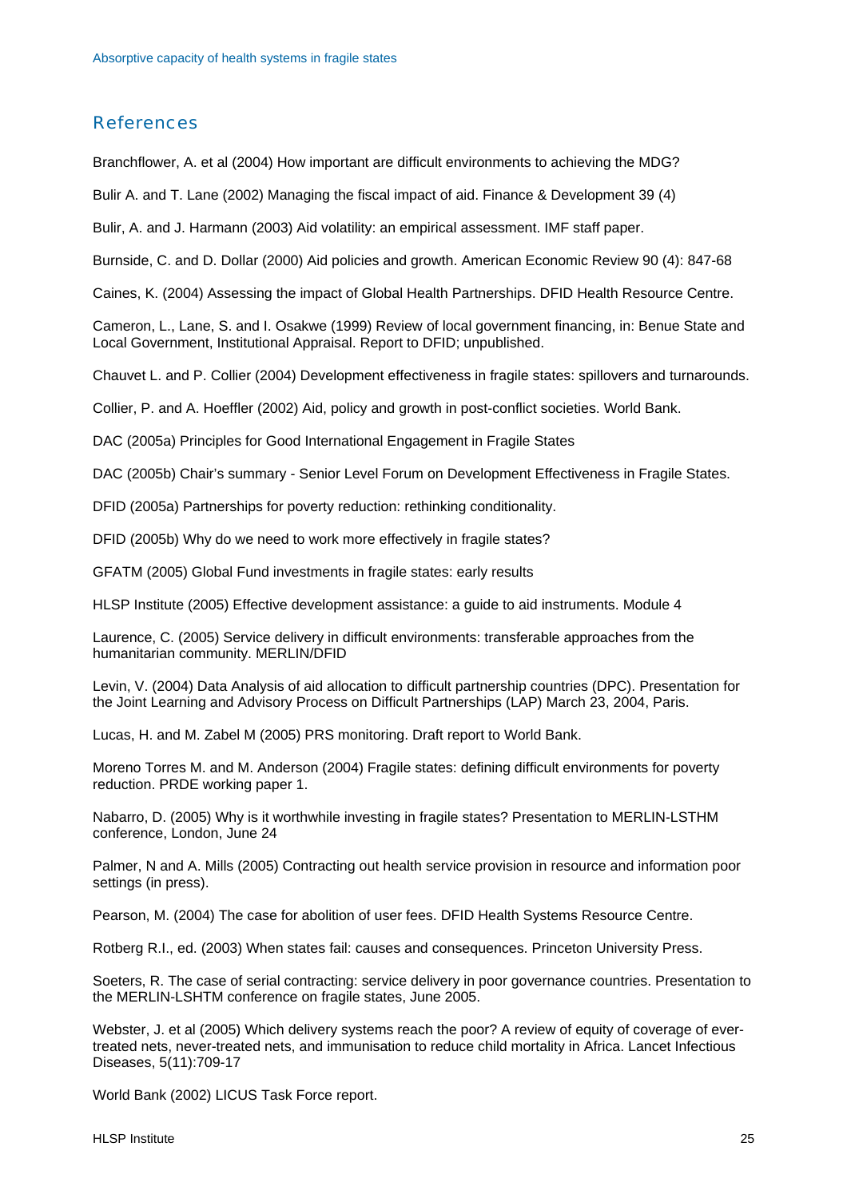## References

Branchflower, A. et al (2004) How important are difficult environments to achieving the MDG?

Bulir A. and T. Lane (2002) Managing the fiscal impact of aid. Finance & Development 39 (4)

Bulir, A. and J. Harmann (2003) Aid volatility: an empirical assessment. IMF staff paper.

Burnside, C. and D. Dollar (2000) Aid policies and growth. American Economic Review 90 (4): 847-68

Caines, K. (2004) Assessing the impact of Global Health Partnerships. DFID Health Resource Centre.

Cameron, L., Lane, S. and I. Osakwe (1999) Review of local government financing, in: Benue State and Local Government, Institutional Appraisal. Report to DFID; unpublished.

Chauvet L. and P. Collier (2004) Development effectiveness in fragile states: spillovers and turnarounds.

Collier, P. and A. Hoeffler (2002) Aid, policy and growth in post-conflict societies. World Bank.

DAC (2005a) Principles for Good International Engagement in Fragile States

DAC (2005b) Chair's summary - Senior Level Forum on Development Effectiveness in Fragile States.

DFID (2005a) Partnerships for poverty reduction: rethinking conditionality.

DFID (2005b) Why do we need to work more effectively in fragile states?

GFATM (2005) Global Fund investments in fragile states: early results

HLSP Institute (2005) Effective development assistance: a guide to aid instruments. Module 4

Laurence, C. (2005) Service delivery in difficult environments: transferable approaches from the humanitarian community. MERLIN/DFID

Levin, V. (2004) Data Analysis of aid allocation to difficult partnership countries (DPC). Presentation for the Joint Learning and Advisory Process on Difficult Partnerships (LAP) March 23, 2004, Paris.

Lucas, H. and M. Zabel M (2005) PRS monitoring. Draft report to World Bank.

Moreno Torres M. and M. Anderson (2004) Fragile states: defining difficult environments for poverty reduction. PRDE working paper 1.

Nabarro, D. (2005) Why is it worthwhile investing in fragile states? Presentation to MERLIN-LSTHM conference, London, June 24

Palmer, N and A. Mills (2005) Contracting out health service provision in resource and information poor settings (in press).

Pearson, M. (2004) The case for abolition of user fees. DFID Health Systems Resource Centre.

Rotberg R.I., ed. (2003) When states fail: causes and consequences. Princeton University Press.

Soeters, R. The case of serial contracting: service delivery in poor governance countries. Presentation to the MERLIN-LSHTM conference on fragile states, June 2005.

Webster, J. et al (2005) Which delivery systems reach the poor? A review of equity of coverage of ever-treated nets, never-treated nets, and immunisation to reduce child mortality in Africa. Lancet Infectious Diseases, 5(11):709-17

World Bank (2002) LICUS Task Force report.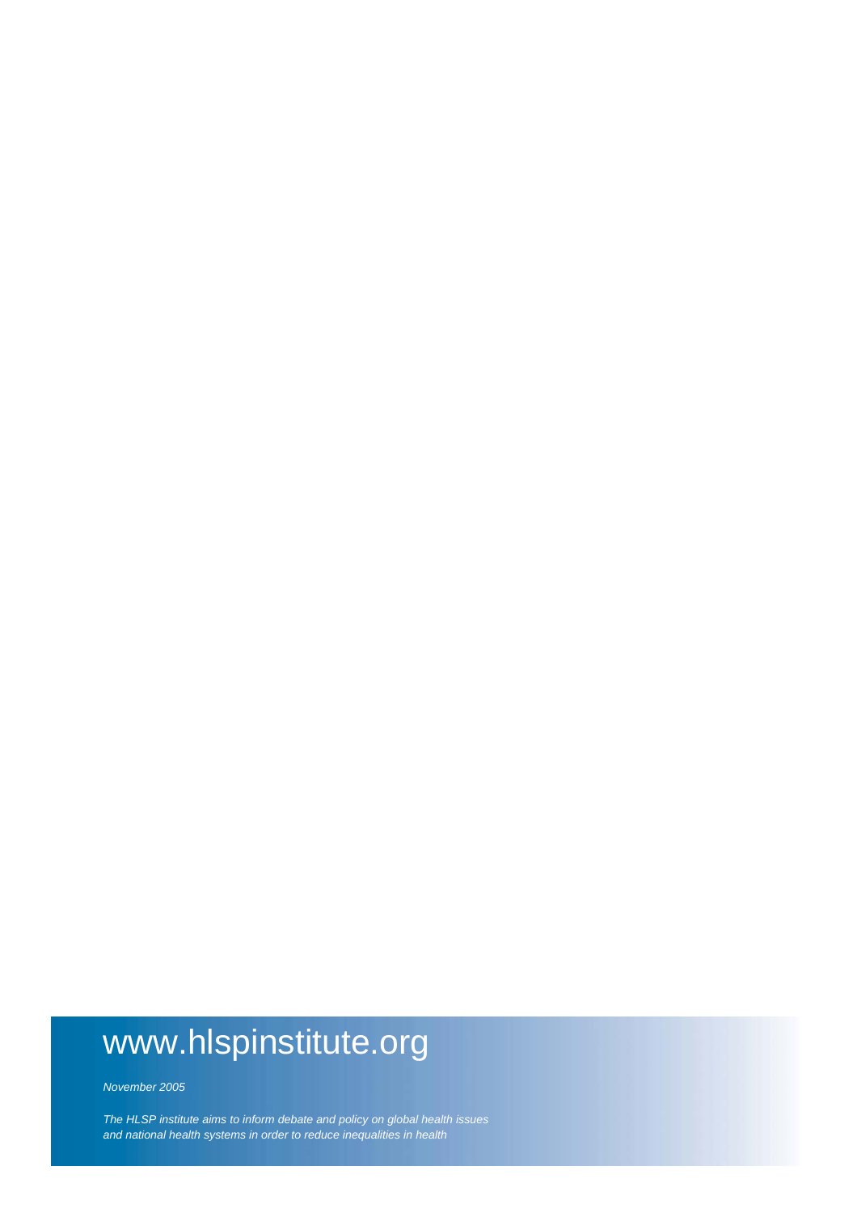www.hlspinstitute.org

*November 2005*

*The HLSP institute aims to inform debate and policy on global health issues and national health systems in order to reduce inequalities in health*